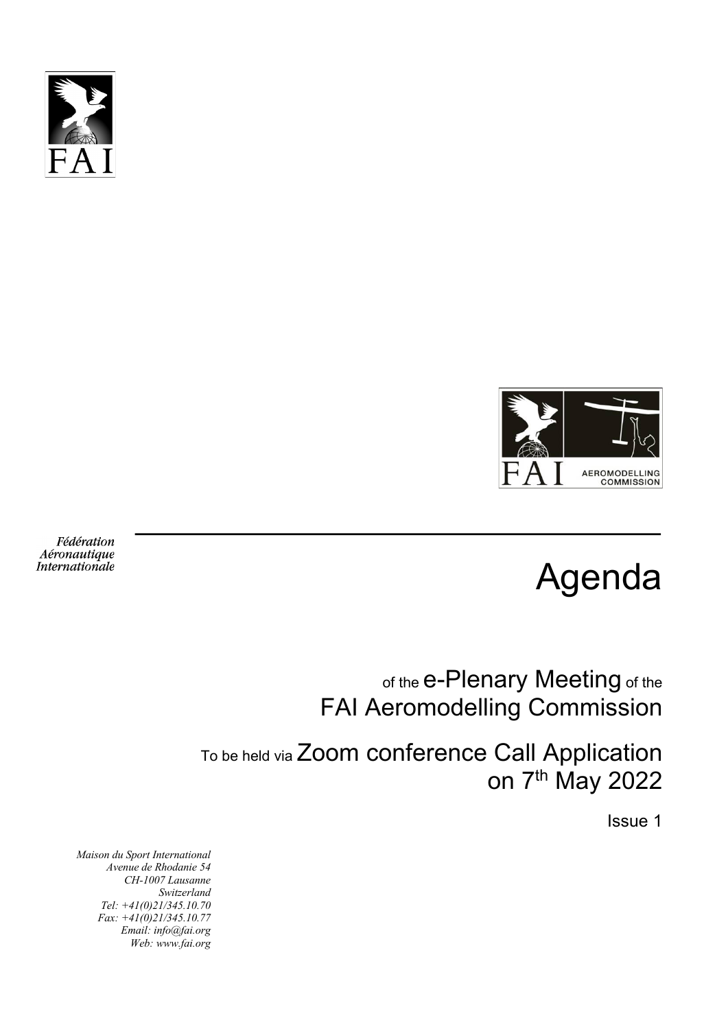FAI

FAI AEROMODELLING COMMISSION

*Fédération Aéronautique Internationale*

# Agenda

of the e-Plenary Meeting of the FAI Aeromodelling Commission

To be held via Zoom conference Call Application on 7th May 2022

Issue 1

*Maison du Sport International*
*Avenue de Rhodanie 54*
*CH-1007 Lausanne*
*Switzerland*
*Tel: +41(0)21/345.10.70*
*Fax: +41(0)21/345.10.77*
*Email: info@fai.org*
*Web: www.fai.org*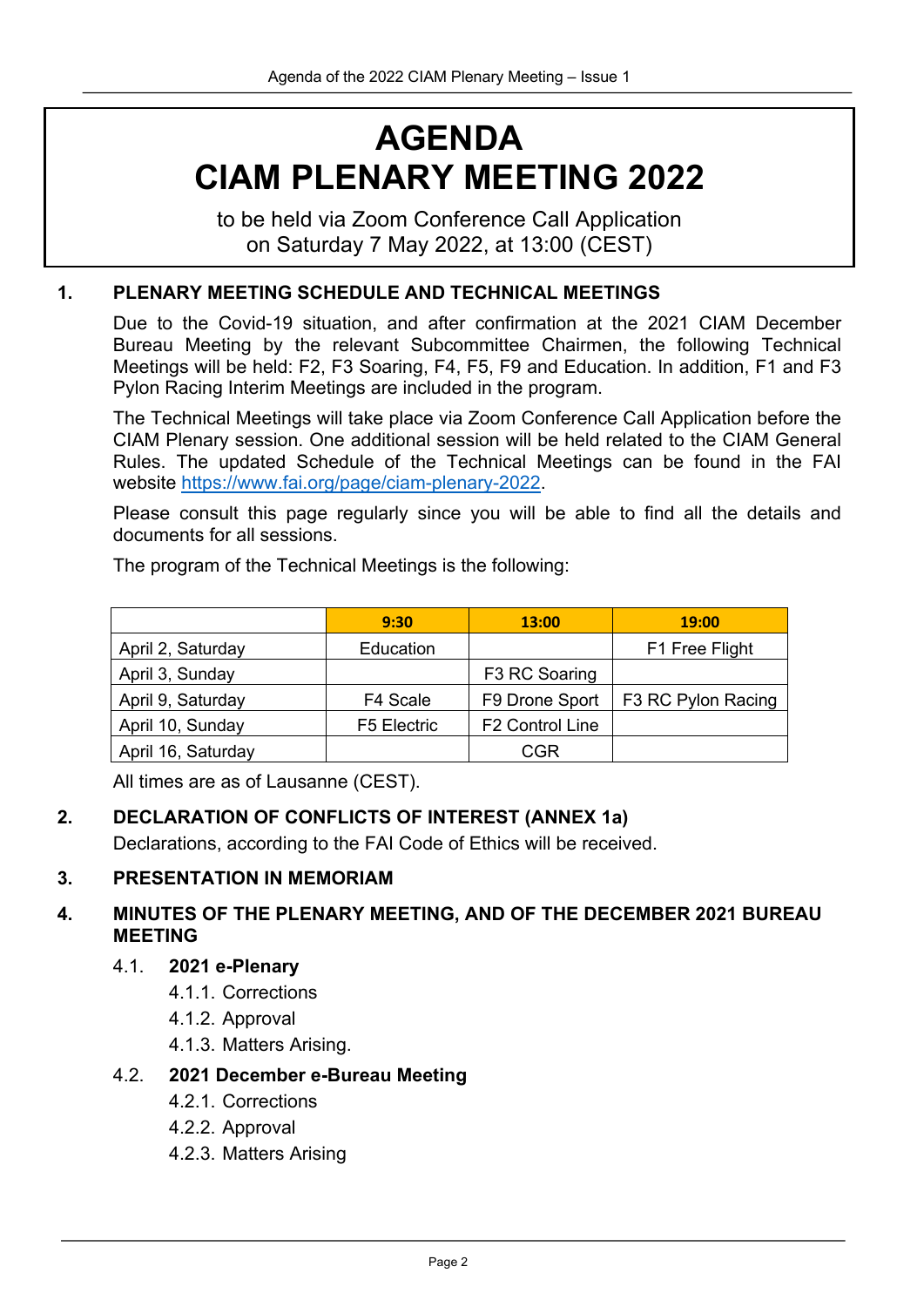# AGENDA
# CIAM PLENARY MEETING 2022

to be held via Zoom Conference Call Application
on Saturday 7 May 2022, at 13:00 (CEST)

## 1. PLENARY MEETING SCHEDULE AND TECHNICAL MEETINGS

Due to the Covid-19 situation, and after confirmation at the 2021 CIAM December Bureau Meeting by the relevant Subcommittee Chairmen, the following Technical Meetings will be held: F2, F3 Soaring, F4, F5, F9 and Education. In addition, F1 and F3 Pylon Racing Interim Meetings are included in the program.

The Technical Meetings will take place via Zoom Conference Call Application before the CIAM Plenary session. One additional session will be held related to the CIAM General Rules. The updated Schedule of the Technical Meetings can be found in the FAI website https://www.fai.org/page/ciam-plenary-2022.

Please consult this page regularly since you will be able to find all the details and documents for all sessions.

The program of the Technical Meetings is the following:

| | 9:30 | 13:00 | 19:00 |
|---|---|---|---|
| April 2, Saturday | Education | | F1 Free Flight |
| April 3, Sunday | | F3 RC Soaring | |
| April 9, Saturday | F4 Scale | F9 Drone Sport | F3 RC Pylon Racing |
| April 10, Sunday | F5 Electric | F2 Control Line | |
| April 16, Saturday | | CGR | |

All times are as of Lausanne (CEST).

## 2. DECLARATION OF CONFLICTS OF INTEREST (ANNEX 1a)

Declarations, according to the FAI Code of Ethics will be received.

## 3. PRESENTATION IN MEMORIAM

## 4. MINUTES OF THE PLENARY MEETING, AND OF THE DECEMBER 2021 BUREAU MEETING

### 4.1. 2021 e-Plenary

4.1.1. Corrections

4.1.2. Approval

4.1.3. Matters Arising.

### 4.2. 2021 December e-Bureau Meeting

4.2.1. Corrections

4.2.2. Approval

4.2.3. Matters Arising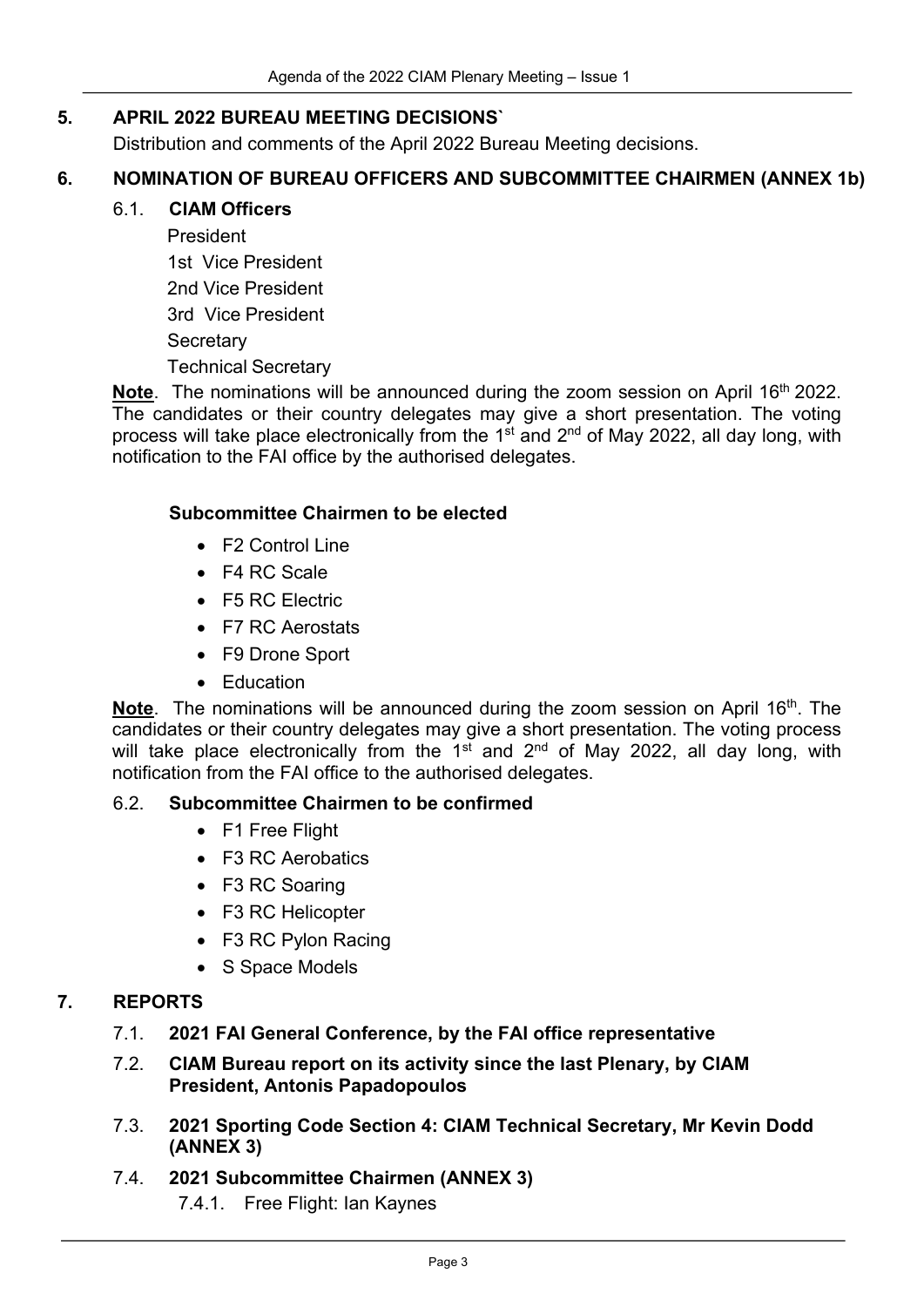## 5. APRIL 2022 BUREAU MEETING DECISIONS`

Distribution and comments of the April 2022 Bureau Meeting decisions.

## 6. NOMINATION OF BUREAU OFFICERS AND SUBCOMMITTEE CHAIRMEN (ANNEX 1b)

### 6.1. CIAM Officers

President
1st Vice President
2nd Vice President
3rd Vice President
Secretary
Technical Secretary

**Note**. The nominations will be announced during the zoom session on April 16th 2022. The candidates or their country delegates may give a short presentation. The voting process will take place electronically from the 1st and 2nd of May 2022, all day long, with notification to the FAI office by the authorised delegates.

**Subcommittee Chairmen to be elected**

- F2 Control Line
- F4 RC Scale
- F5 RC Electric
- F7 RC Aerostats
- F9 Drone Sport
- Education

**Note**. The nominations will be announced during the zoom session on April 16th. The candidates or their country delegates may give a short presentation. The voting process will take place electronically from the 1st and 2nd of May 2022, all day long, with notification from the FAI office to the authorised delegates.

### 6.2. Subcommittee Chairmen to be confirmed

- F1 Free Flight
- F3 RC Aerobatics
- F3 RC Soaring
- F3 RC Helicopter
- F3 RC Pylon Racing
- S Space Models

## 7. REPORTS

### 7.1. 2021 FAI General Conference, by the FAI office representative

### 7.2. CIAM Bureau report on its activity since the last Plenary, by CIAM President, Antonis Papadopoulos

### 7.3. 2021 Sporting Code Section 4: CIAM Technical Secretary, Mr Kevin Dodd (ANNEX 3)

### 7.4. 2021 Subcommittee Chairmen (ANNEX 3)

7.4.1. Free Flight: Ian Kaynes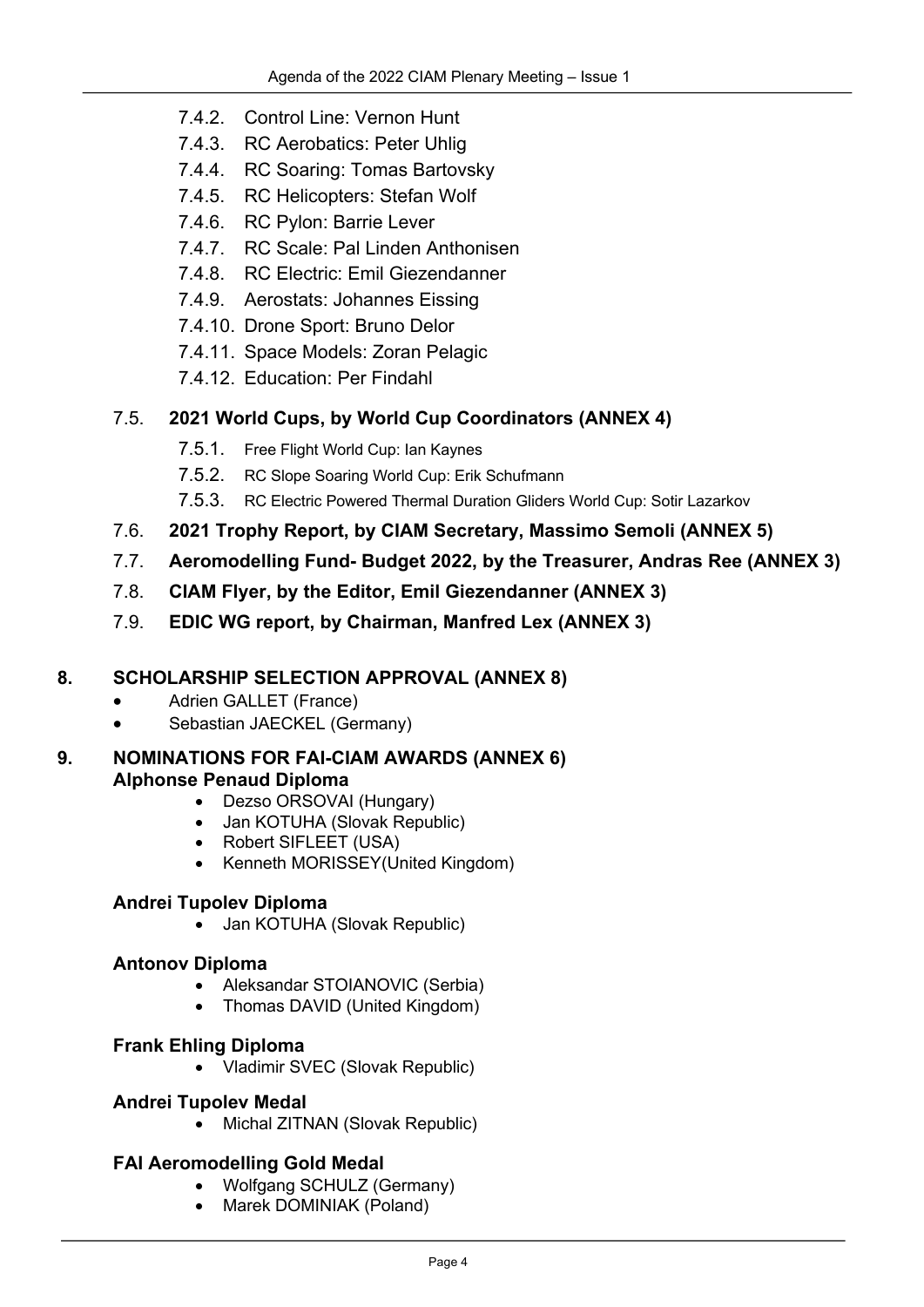7.4.2. Control Line: Vernon Hunt

7.4.3. RC Aerobatics: Peter Uhlig

7.4.4. RC Soaring: Tomas Bartovsky

7.4.5. RC Helicopters: Stefan Wolf

7.4.6. RC Pylon: Barrie Lever

7.4.7. RC Scale: Pal Linden Anthonisen

7.4.8. RC Electric: Emil Giezendanner

7.4.9. Aerostats: Johannes Eissing

7.4.10. Drone Sport: Bruno Delor

7.4.11. Space Models: Zoran Pelagic

7.4.12. Education: Per Findahl

7.5. **2021 World Cups, by World Cup Coordinators (ANNEX 4)**

7.5.1. Free Flight World Cup: Ian Kaynes

7.5.2. RC Slope Soaring World Cup: Erik Schufmann

7.5.3. RC Electric Powered Thermal Duration Gliders World Cup: Sotir Lazarkov

7.6. **2021 Trophy Report, by CIAM Secretary, Massimo Semoli (ANNEX 5)**

7.7. **Aeromodelling Fund- Budget 2022, by the Treasurer, Andras Ree (ANNEX 3)**

7.8. **CIAM Flyer, by the Editor, Emil Giezendanner (ANNEX 3)**

7.9. **EDIC WG report, by Chairman, Manfred Lex (ANNEX 3)**

## 8. SCHOLARSHIP SELECTION APPROVAL (ANNEX 8)

- Adrien GALLET (France)
- Sebastian JAECKEL (Germany)

## 9. NOMINATIONS FOR FAI-CIAM AWARDS (ANNEX 6)

### Alphonse Penaud Diploma

- Dezso ORSOVAI (Hungary)
- Jan KOTUHA (Slovak Republic)
- Robert SIFLEET (USA)
- Kenneth MORISSEY(United Kingdom)

### Andrei Tupolev Diploma

- Jan KOTUHA (Slovak Republic)

### Antonov Diploma

- Aleksandar STOIANOVIC (Serbia)
- Thomas DAVID (United Kingdom)

### Frank Ehling Diploma

- Vladimir SVEC (Slovak Republic)

### Andrei Tupolev Medal

- Michal ZITNAN (Slovak Republic)

### FAI Aeromodelling Gold Medal

- Wolfgang SCHULZ (Germany)
- Marek DOMINIAK (Poland)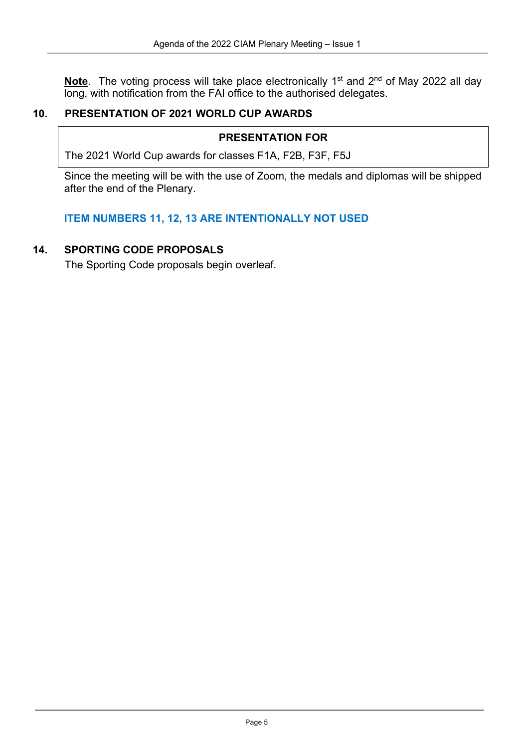**Note**. The voting process will take place electronically 1st and 2nd of May 2022 all day long, with notification from the FAI office to the authorised delegates.

## 10. PRESENTATION OF 2021 WORLD CUP AWARDS

| PRESENTATION FOR |
| --- |
| The 2021 World Cup awards for classes F1A, F2B, F3F, F5J |

Since the meeting will be with the use of Zoom, the medals and diplomas will be shipped after the end of the Plenary.

**ITEM NUMBERS 11, 12, 13 ARE INTENTIONALLY NOT USED**

## 14. SPORTING CODE PROPOSALS

The Sporting Code proposals begin overleaf.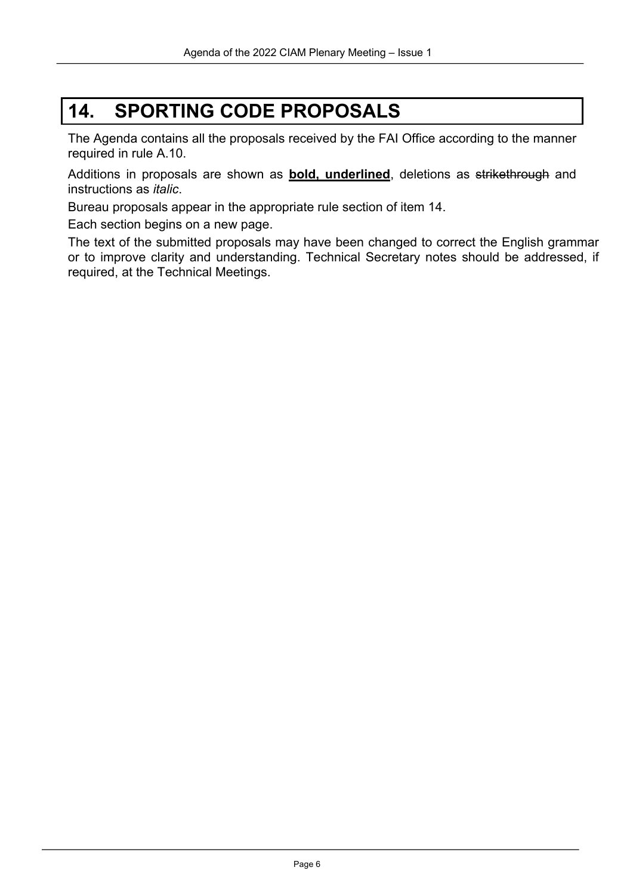# 14. SPORTING CODE PROPOSALS

The Agenda contains all the proposals received by the FAI Office according to the manner required in rule A.10.

Additions in proposals are shown as **<u>bold, underlined</u>**, deletions as ~~strikethrough~~ and instructions as *italic*.

Bureau proposals appear in the appropriate rule section of item 14.

Each section begins on a new page.

The text of the submitted proposals may have been changed to correct the English grammar or to improve clarity and understanding. Technical Secretary notes should be addressed, if required, at the Technical Meetings.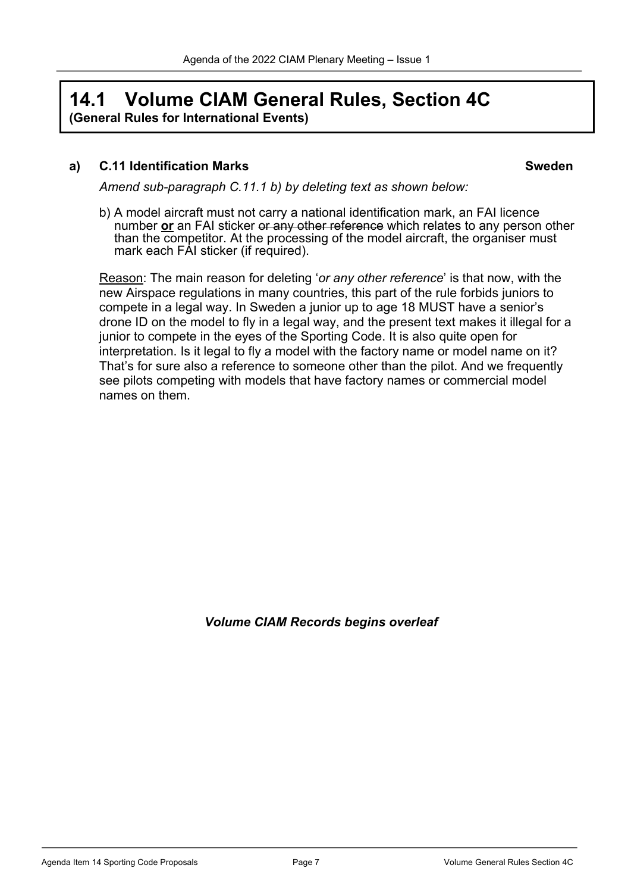# 14.1 Volume CIAM General Rules, Section 4C

**(General Rules for International Events)**

### a) C.11 Identification Marks — Sweden

*Amend sub-paragraph C.11.1 b) by deleting text as shown below:*

b) A model aircraft must not carry a national identification mark, an FAI licence number **or** an FAI sticker ~~or any other reference~~ which relates to any person other than the competitor. At the processing of the model aircraft, the organiser must mark each FAI sticker (if required).

Reason: The main reason for deleting '*or any other reference*' is that now, with the new Airspace regulations in many countries, this part of the rule forbids juniors to compete in a legal way. In Sweden a junior up to age 18 MUST have a senior's drone ID on the model to fly in a legal way, and the present text makes it illegal for a junior to compete in the eyes of the Sporting Code. It is also quite open for interpretation. Is it legal to fly a model with the factory name or model name on it? That's for sure also a reference to someone other than the pilot. And we frequently see pilots competing with models that have factory names or commercial model names on them.

***Volume CIAM Records begins overleaf***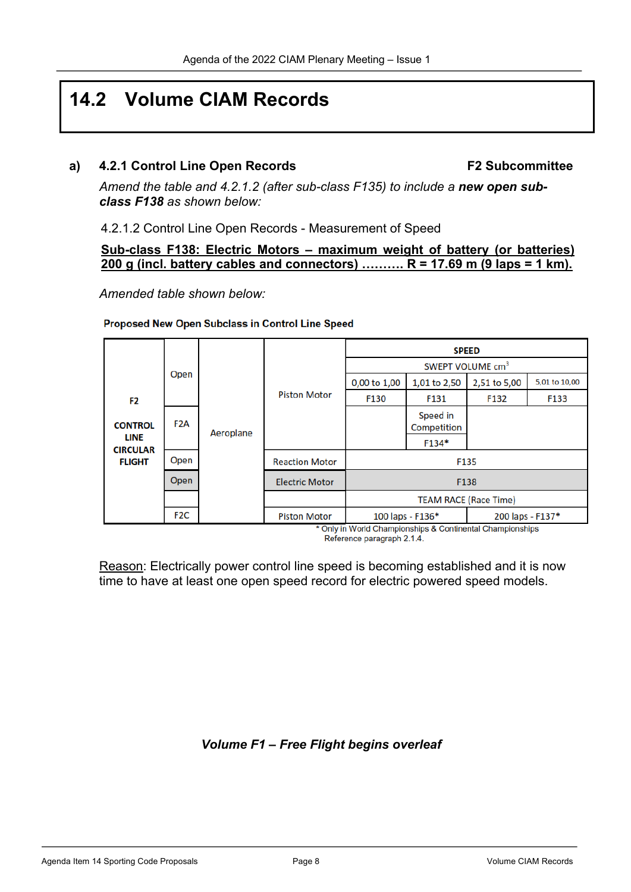# 14.2 Volume CIAM Records

**a) 4.2.1 Control Line Open Records** **F2 Subcommittee**

*Amend the table and 4.2.1.2 (after sub-class F135) to include a* ***new open sub-class F138*** *as shown below:*

4.2.1.2 Control Line Open Records - Measurement of Speed

**Sub-class F138: Electric Motors – maximum weight of battery (or batteries) 200 g (incl. battery cables and connectors) ………. R = 17.69 m (9 laps = 1 km).**

*Amended table shown below:*

**Proposed New Open Subclass in Control Line Speed**

| | | | | SPEED | | | |
|---|---|---|---|---|---|---|---|
| | | | | SWEPT VOLUME cm$^3$ | | | |
| **F2 CONTROL LINE CIRCULAR FLIGHT** | Open | Aeroplane | Piston Motor | 0,00 to 1,00 | 1,01 to 2,50 | 2,51 to 5,00 | 5,01 to 10,00 |
| | | | | F130 | F131 | F132 | F133 |
| | F2A | | | | Speed in Competition F134* | | |
| | Open | | Reaction Motor | F135 | | | |
| | Open | | Electric Motor | F138 | | | |
| | | | | TEAM RACE (Race Time) | | | |
| | F2C | | Piston Motor | 100 laps - F136* | | 200 laps - F137* | |

\* Only in World Championships & Continental Championships
Reference paragraph 2.1.4.

Reason: Electrically power control line speed is becoming established and it is now time to have at least one open speed record for electric powered speed models.

***Volume F1 – Free Flight begins overleaf***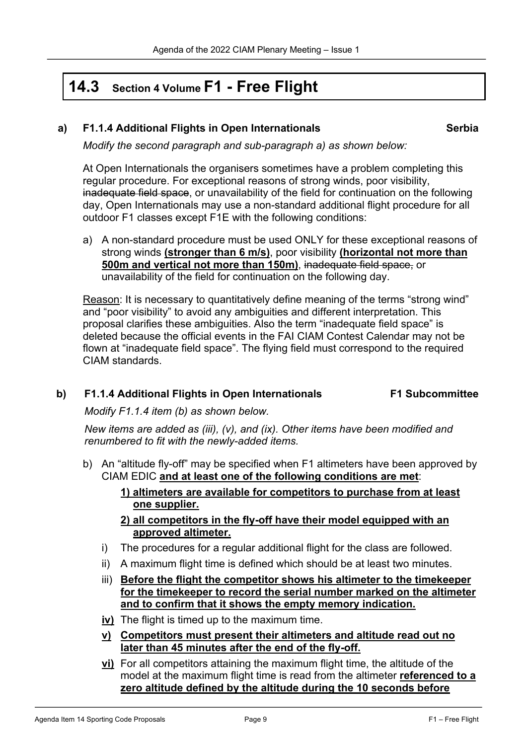# 14.3 Section 4 Volume F1 - Free Flight

### a) F1.1.4 Additional Flights in Open Internationals — Serbia

*Modify the second paragraph and sub-paragraph a) as shown below:*

At Open Internationals the organisers sometimes have a problem completing this regular procedure. For exceptional reasons of strong winds, poor visibility, ~~inadequate field space~~, or unavailability of the field for continuation on the following day, Open Internationals may use a non-standard additional flight procedure for all outdoor F1 classes except F1E with the following conditions:

a) A non-standard procedure must be used ONLY for these exceptional reasons of strong winds <u>**(stronger than 6 m/s)**</u>, poor visibility <u>**(horizontal not more than 500m and vertical not more than 150m)**</u>, ~~inadequate field space,~~ or unavailability of the field for continuation on the following day.

<u>Reason</u>: It is necessary to quantitatively define meaning of the terms "strong wind" and "poor visibility" to avoid any ambiguities and different interpretation. This proposal clarifies these ambiguities. Also the term "inadequate field space" is deleted because the official events in the FAI CIAM Contest Calendar may not be flown at "inadequate field space". The flying field must correspond to the required CIAM standards.

### b) F1.1.4 Additional Flights in Open Internationals — F1 Subcommittee

*Modify F1.1.4 item (b) as shown below.*

*New items are added as (iii), (v), and (ix). Other items have been modified and renumbered to fit with the newly-added items.*

b) An "altitude fly-off" may be specified when F1 altimeters have been approved by CIAM EDIC <u>**and at least one of the following conditions are met**</u>:

<u>**1) altimeters are available for competitors to purchase from at least one supplier.**</u>

<u>**2) all competitors in the fly-off have their model equipped with an approved altimeter.**</u>

i) The procedures for a regular additional flight for the class are followed.

ii) A maximum flight time is defined which should be at least two minutes.

iii) <u>**Before the flight the competitor shows his altimeter to the timekeeper for the timekeeper to record the serial number marked on the altimeter and to confirm that it shows the empty memory indication.**</u>

<u>**iv)**</u> The flight is timed up to the maximum time.

<u>**v) Competitors must present their altimeters and altitude read out no later than 45 minutes after the end of the fly-off.**</u>

<u>**vi)**</u> For all competitors attaining the maximum flight time, the altitude of the model at the maximum flight time is read from the altimeter <u>**referenced to a zero altitude defined by the altitude during the 10 seconds before**</u>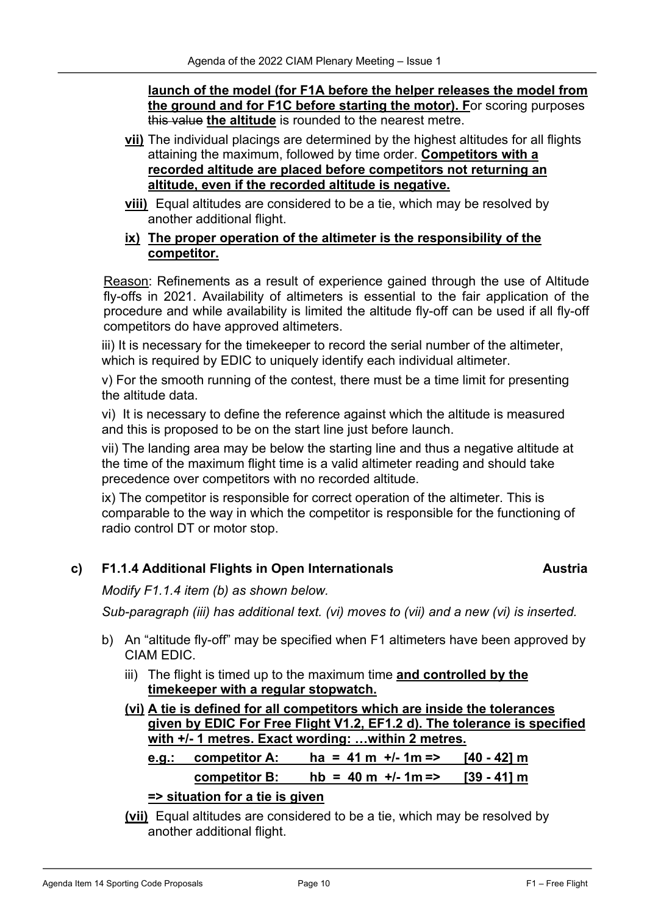**launch of the model (for F1A before the helper releases the model from the ground and for F1C before starting the motor). F**or scoring purposes ~~this value~~ **the altitude** is rounded to the nearest metre.

**vii)** The individual placings are determined by the highest altitudes for all flights attaining the maximum, followed by time order. **Competitors with a recorded altitude are placed before competitors not returning an altitude, even if the recorded altitude is negative.**

**viii)** Equal altitudes are considered to be a tie, which may be resolved by another additional flight.

**ix) The proper operation of the altimeter is the responsibility of the competitor.**

Reason: Refinements as a result of experience gained through the use of Altitude fly-offs in 2021. Availability of altimeters is essential to the fair application of the procedure and while availability is limited the altitude fly-off can be used if all fly-off competitors do have approved altimeters.

iii) It is necessary for the timekeeper to record the serial number of the altimeter, which is required by EDIC to uniquely identify each individual altimeter.

v) For the smooth running of the contest, there must be a time limit for presenting the altitude data.

vi) It is necessary to define the reference against which the altitude is measured and this is proposed to be on the start line just before launch.

vii) The landing area may be below the starting line and thus a negative altitude at the time of the maximum flight time is a valid altimeter reading and should take precedence over competitors with no recorded altitude.

ix) The competitor is responsible for correct operation of the altimeter. This is comparable to the way in which the competitor is responsible for the functioning of radio control DT or motor stop.

### c) F1.1.4 Additional Flights in Open Internationals — Austria

*Modify F1.1.4 item (b) as shown below.*

*Sub-paragraph (iii) has additional text. (vi) moves to (vii) and a new (vi) is inserted.*

b) An "altitude fly-off" may be specified when F1 altimeters have been approved by CIAM EDIC.

iii) The flight is timed up to the maximum time **and controlled by the timekeeper with a regular stopwatch.**

**(vi) A tie is defined for all competitors which are inside the tolerances given by EDIC For Free Flight V1.2, EF1.2 d). The tolerance is specified with +/- 1 metres. Exact wording: …within 2 metres.**

**e.g.: competitor A: ha = 41 m +/- 1m => [40 - 42] m**

**competitor B: hb = 40 m +/- 1m => [39 - 41] m**

**=> situation for a tie is given**

**(vii)** Equal altitudes are considered to be a tie, which may be resolved by another additional flight.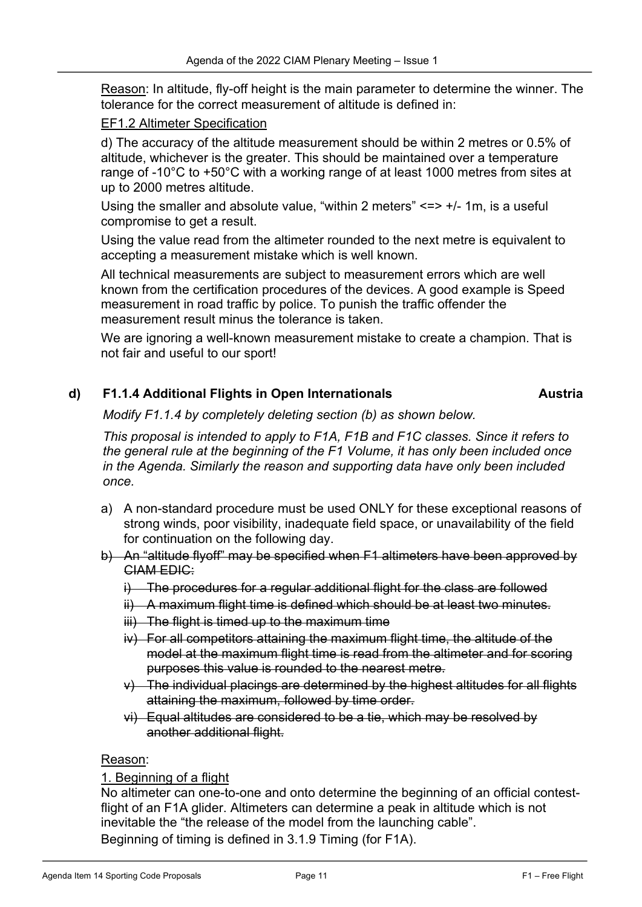Reason: In altitude, fly-off height is the main parameter to determine the winner. The tolerance for the correct measurement of altitude is defined in:

EF1.2 Altimeter Specification

d) The accuracy of the altitude measurement should be within 2 metres or 0.5% of altitude, whichever is the greater. This should be maintained over a temperature range of -10°C to +50°C with a working range of at least 1000 metres from sites at up to 2000 metres altitude.

Using the smaller and absolute value, "within 2 meters" <=> +/- 1m, is a useful compromise to get a result.

Using the value read from the altimeter rounded to the next metre is equivalent to accepting a measurement mistake which is well known.

All technical measurements are subject to measurement errors which are well known from the certification procedures of the devices. A good example is Speed measurement in road traffic by police. To punish the traffic offender the measurement result minus the tolerance is taken.

We are ignoring a well-known measurement mistake to create a champion. That is not fair and useful to our sport!

### d) F1.1.4 Additional Flights in Open Internationals — Austria

*Modify F1.1.4 by completely deleting section (b) as shown below.*

*This proposal is intended to apply to F1A, F1B and F1C classes. Since it refers to the general rule at the beginning of the F1 Volume, it has only been included once in the Agenda. Similarly the reason and supporting data have only been included once.*

a) A non-standard procedure must be used ONLY for these exceptional reasons of strong winds, poor visibility, inadequate field space, or unavailability of the field for continuation on the following day.

b) ~~An "altitude flyoff" may be specified when F1 altimeters have been approved by CIAM EDIC:~~
   - i) ~~The procedures for a regular additional flight for the class are followed~~
   - ii) ~~A maximum flight time is defined which should be at least two minutes.~~
   - iii) ~~The flight is timed up to the maximum time~~
   - iv) ~~For all competitors attaining the maximum flight time, the altitude of the model at the maximum flight time is read from the altimeter and for scoring purposes this value is rounded to the nearest metre.~~
   - v) ~~The individual placings are determined by the highest altitudes for all flights attaining the maximum, followed by time order.~~
   - vi) ~~Equal altitudes are considered to be a tie, which may be resolved by another additional flight.~~

Reason:

1. Beginning of a flight

No altimeter can one-to-one and onto determine the beginning of an official contest-flight of an F1A glider. Altimeters can determine a peak in altitude which is not inevitable the "the release of the model from the launching cable".

Beginning of timing is defined in 3.1.9 Timing (for F1A).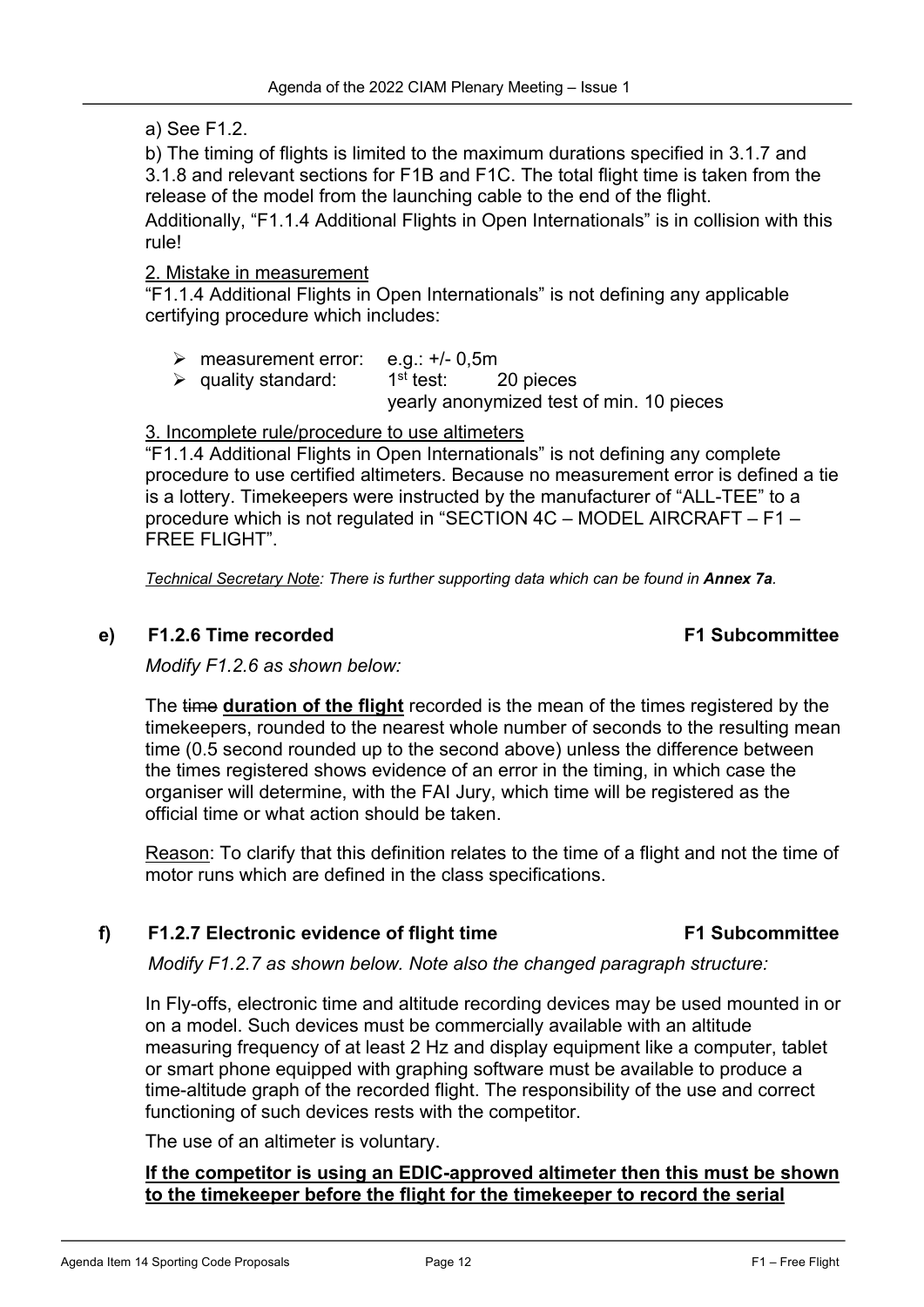a) See F1.2.

b) The timing of flights is limited to the maximum durations specified in 3.1.7 and 3.1.8 and relevant sections for F1B and F1C. The total flight time is taken from the release of the model from the launching cable to the end of the flight.

Additionally, "F1.1.4 Additional Flights in Open Internationals" is in collision with this rule!

2. Mistake in measurement

"F1.1.4 Additional Flights in Open Internationals" is not defining any applicable certifying procedure which includes:

- measurement error: e.g.: +/- 0,5m
- quality standard: 1st test: 20 pieces
  yearly anonymized test of min. 10 pieces

3. Incomplete rule/procedure to use altimeters

"F1.1.4 Additional Flights in Open Internationals" is not defining any complete procedure to use certified altimeters. Because no measurement error is defined a tie is a lottery. Timekeepers were instructed by the manufacturer of "ALL-TEE" to a procedure which is not regulated in "SECTION 4C – MODEL AIRCRAFT – F1 – FREE FLIGHT".

*Technical Secretary Note: There is further supporting data which can be found in **Annex 7a**.*

### e) F1.2.6 Time recorded — F1 Subcommittee

*Modify F1.2.6 as shown below:*

The ~~time~~ **duration of the flight** recorded is the mean of the times registered by the timekeepers, rounded to the nearest whole number of seconds to the resulting mean time (0.5 second rounded up to the second above) unless the difference between the times registered shows evidence of an error in the timing, in which case the organiser will determine, with the FAI Jury, which time will be registered as the official time or what action should be taken.

Reason: To clarify that this definition relates to the time of a flight and not the time of motor runs which are defined in the class specifications.

### f) F1.2.7 Electronic evidence of flight time — F1 Subcommittee

*Modify F1.2.7 as shown below. Note also the changed paragraph structure:*

In Fly-offs, electronic time and altitude recording devices may be used mounted in or on a model. Such devices must be commercially available with an altitude measuring frequency of at least 2 Hz and display equipment like a computer, tablet or smart phone equipped with graphing software must be available to produce a time-altitude graph of the recorded flight. The responsibility of the use and correct functioning of such devices rests with the competitor.

The use of an altimeter is voluntary.

**If the competitor is using an EDIC-approved altimeter then this must be shown to the timekeeper before the flight for the timekeeper to record the serial**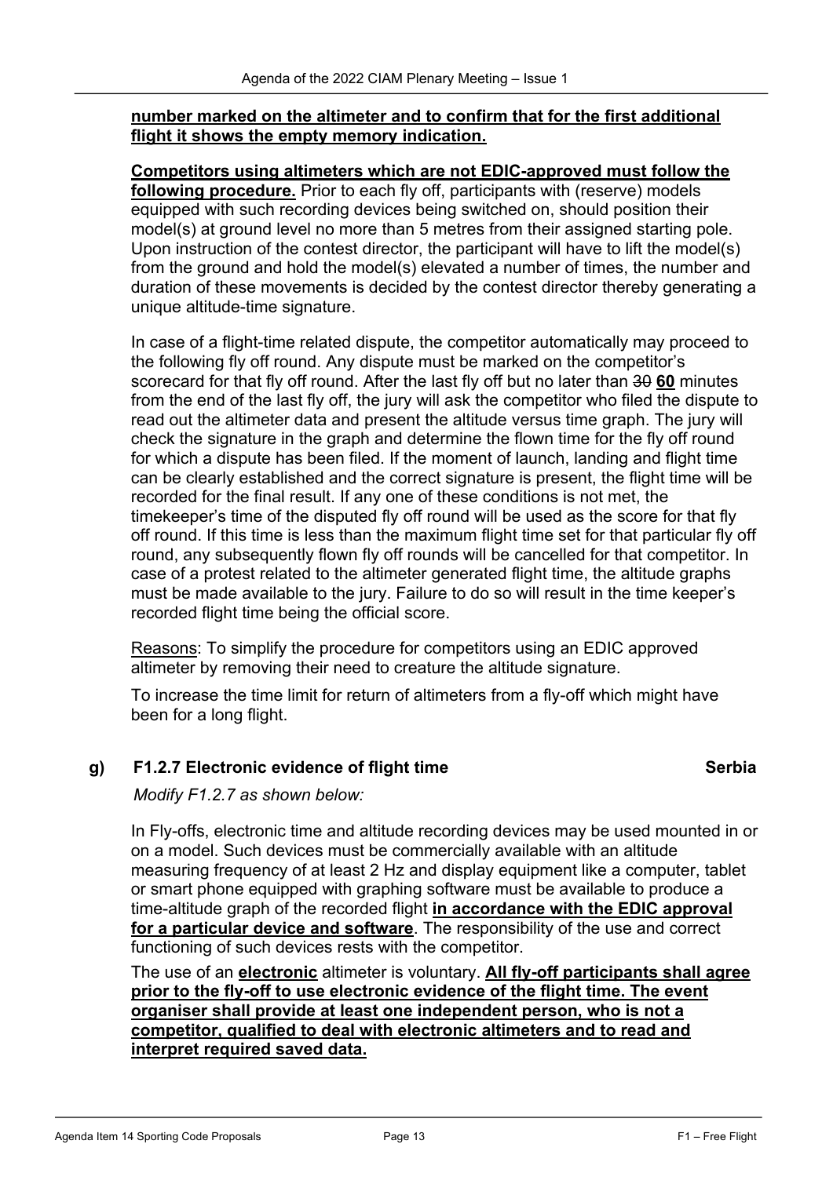**number marked on the altimeter and to confirm that for the first additional flight it shows the empty memory indication.**

**Competitors using altimeters which are not EDIC-approved must follow the following procedure.** Prior to each fly off, participants with (reserve) models equipped with such recording devices being switched on, should position their model(s) at ground level no more than 5 metres from their assigned starting pole. Upon instruction of the contest director, the participant will have to lift the model(s) from the ground and hold the model(s) elevated a number of times, the number and duration of these movements is decided by the contest director thereby generating a unique altitude-time signature.

In case of a flight-time related dispute, the competitor automatically may proceed to the following fly off round. Any dispute must be marked on the competitor's scorecard for that fly off round. After the last fly off but no later than ~~30~~ **60** minutes from the end of the last fly off, the jury will ask the competitor who filed the dispute to read out the altimeter data and present the altitude versus time graph. The jury will check the signature in the graph and determine the flown time for the fly off round for which a dispute has been filed. If the moment of launch, landing and flight time can be clearly established and the correct signature is present, the flight time will be recorded for the final result. If any one of these conditions is not met, the timekeeper's time of the disputed fly off round will be used as the score for that fly off round. If this time is less than the maximum flight time set for that particular fly off round, any subsequently flown fly off rounds will be cancelled for that competitor. In case of a protest related to the altimeter generated flight time, the altitude graphs must be made available to the jury. Failure to do so will result in the time keeper's recorded flight time being the official score.

Reasons: To simplify the procedure for competitors using an EDIC approved altimeter by removing their need to creature the altitude signature.

To increase the time limit for return of altimeters from a fly-off which might have been for a long flight.

### g) F1.2.7 Electronic evidence of flight time — Serbia

*Modify F1.2.7 as shown below:*

In Fly-offs, electronic time and altitude recording devices may be used mounted in or on a model. Such devices must be commercially available with an altitude measuring frequency of at least 2 Hz and display equipment like a computer, tablet or smart phone equipped with graphing software must be available to produce a time-altitude graph of the recorded flight **in accordance with the EDIC approval for a particular device and software**. The responsibility of the use and correct functioning of such devices rests with the competitor.

The use of an **electronic** altimeter is voluntary. **All fly-off participants shall agree prior to the fly-off to use electronic evidence of the flight time. The event organiser shall provide at least one independent person, who is not a competitor, qualified to deal with electronic altimeters and to read and interpret required saved data.**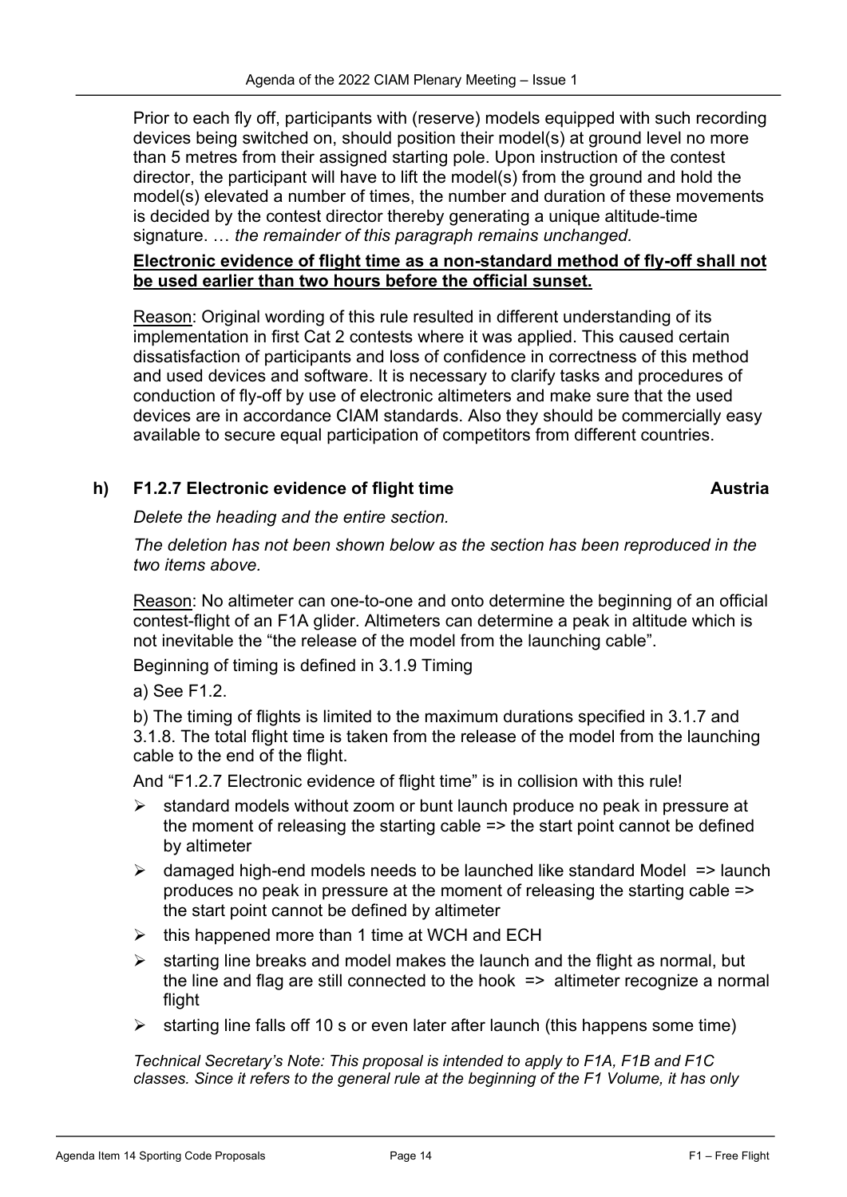Prior to each fly off, participants with (reserve) models equipped with such recording devices being switched on, should position their model(s) at ground level no more than 5 metres from their assigned starting pole. Upon instruction of the contest director, the participant will have to lift the model(s) from the ground and hold the model(s) elevated a number of times, the number and duration of these movements is decided by the contest director thereby generating a unique altitude-time signature. … *the remainder of this paragraph remains unchanged.*

**Electronic evidence of flight time as a non-standard method of fly-off shall not be used earlier than two hours before the official sunset.**

Reason: Original wording of this rule resulted in different understanding of its implementation in first Cat 2 contests where it was applied. This caused certain dissatisfaction of participants and loss of confidence in correctness of this method and used devices and software. It is necessary to clarify tasks and procedures of conduction of fly-off by use of electronic altimeters and make sure that the used devices are in accordance CIAM standards. Also they should be commercially easy available to secure equal participation of competitors from different countries.

### h) F1.2.7 Electronic evidence of flight time — Austria

*Delete the heading and the entire section.*

*The deletion has not been shown below as the section has been reproduced in the two items above.*

Reason: No altimeter can one-to-one and onto determine the beginning of an official contest-flight of an F1A glider. Altimeters can determine a peak in altitude which is not inevitable the "the release of the model from the launching cable".

Beginning of timing is defined in 3.1.9 Timing

a) See F1.2.

b) The timing of flights is limited to the maximum durations specified in 3.1.7 and 3.1.8. The total flight time is taken from the release of the model from the launching cable to the end of the flight.

And "F1.2.7 Electronic evidence of flight time" is in collision with this rule!

- standard models without zoom or bunt launch produce no peak in pressure at the moment of releasing the starting cable => the start point cannot be defined by altimeter
- damaged high-end models needs to be launched like standard Model => launch produces no peak in pressure at the moment of releasing the starting cable => the start point cannot be defined by altimeter
- this happened more than 1 time at WCH and ECH
- starting line breaks and model makes the launch and the flight as normal, but the line and flag are still connected to the hook => altimeter recognize a normal flight
- starting line falls off 10 s or even later after launch (this happens some time)

*Technical Secretary's Note: This proposal is intended to apply to F1A, F1B and F1C classes. Since it refers to the general rule at the beginning of the F1 Volume, it has only*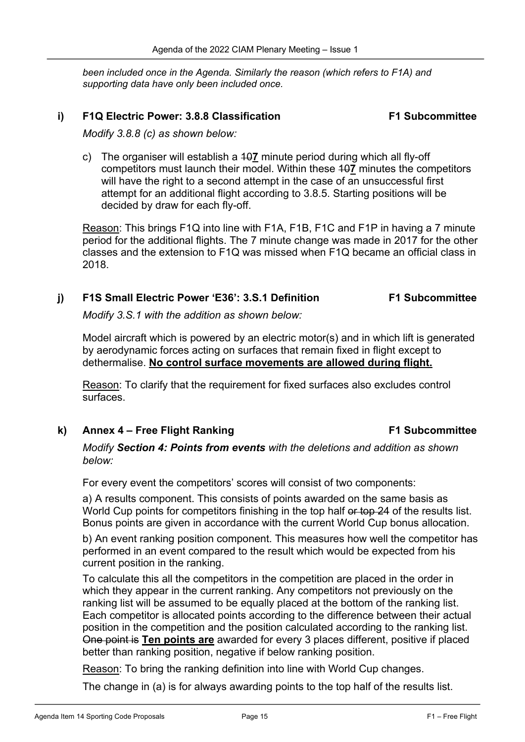*been included once in the Agenda. Similarly the reason (which refers to F1A) and supporting data have only been included once.*

### i) F1Q Electric Power: 3.8.8 Classification — F1 Subcommittee

*Modify 3.8.8 (c) as shown below:*

c) The organiser will establish a ~~10~~**7** minute period during which all fly-off competitors must launch their model. Within these ~~10~~**7** minutes the competitors will have the right to a second attempt in the case of an unsuccessful first attempt for an additional flight according to 3.8.5. Starting positions will be decided by draw for each fly-off.

Reason: This brings F1Q into line with F1A, F1B, F1C and F1P in having a 7 minute period for the additional flights. The 7 minute change was made in 2017 for the other classes and the extension to F1Q was missed when F1Q became an official class in 2018.

### j) F1S Small Electric Power 'E36': 3.S.1 Definition — F1 Subcommittee

*Modify 3.S.1 with the addition as shown below:*

Model aircraft which is powered by an electric motor(s) and in which lift is generated by aerodynamic forces acting on surfaces that remain fixed in flight except to dethermalise. **No control surface movements are allowed during flight.**

Reason: To clarify that the requirement for fixed surfaces also excludes control surfaces.

### k) Annex 4 – Free Flight Ranking — F1 Subcommittee

*Modify **Section 4: Points from events** with the deletions and addition as shown below:*

For every event the competitors' scores will consist of two components:

a) A results component. This consists of points awarded on the same basis as World Cup points for competitors finishing in the top half ~~or top 24~~ of the results list. Bonus points are given in accordance with the current World Cup bonus allocation.

b) An event ranking position component. This measures how well the competitor has performed in an event compared to the result which would be expected from his current position in the ranking.

To calculate this all the competitors in the competition are placed in the order in which they appear in the current ranking. Any competitors not previously on the ranking list will be assumed to be equally placed at the bottom of the ranking list. Each competitor is allocated points according to the difference between their actual position in the competition and the position calculated according to the ranking list. ~~One point is~~ **Ten points are** awarded for every 3 places different, positive if placed better than ranking position, negative if below ranking position.

Reason: To bring the ranking definition into line with World Cup changes.

The change in (a) is for always awarding points to the top half of the results list.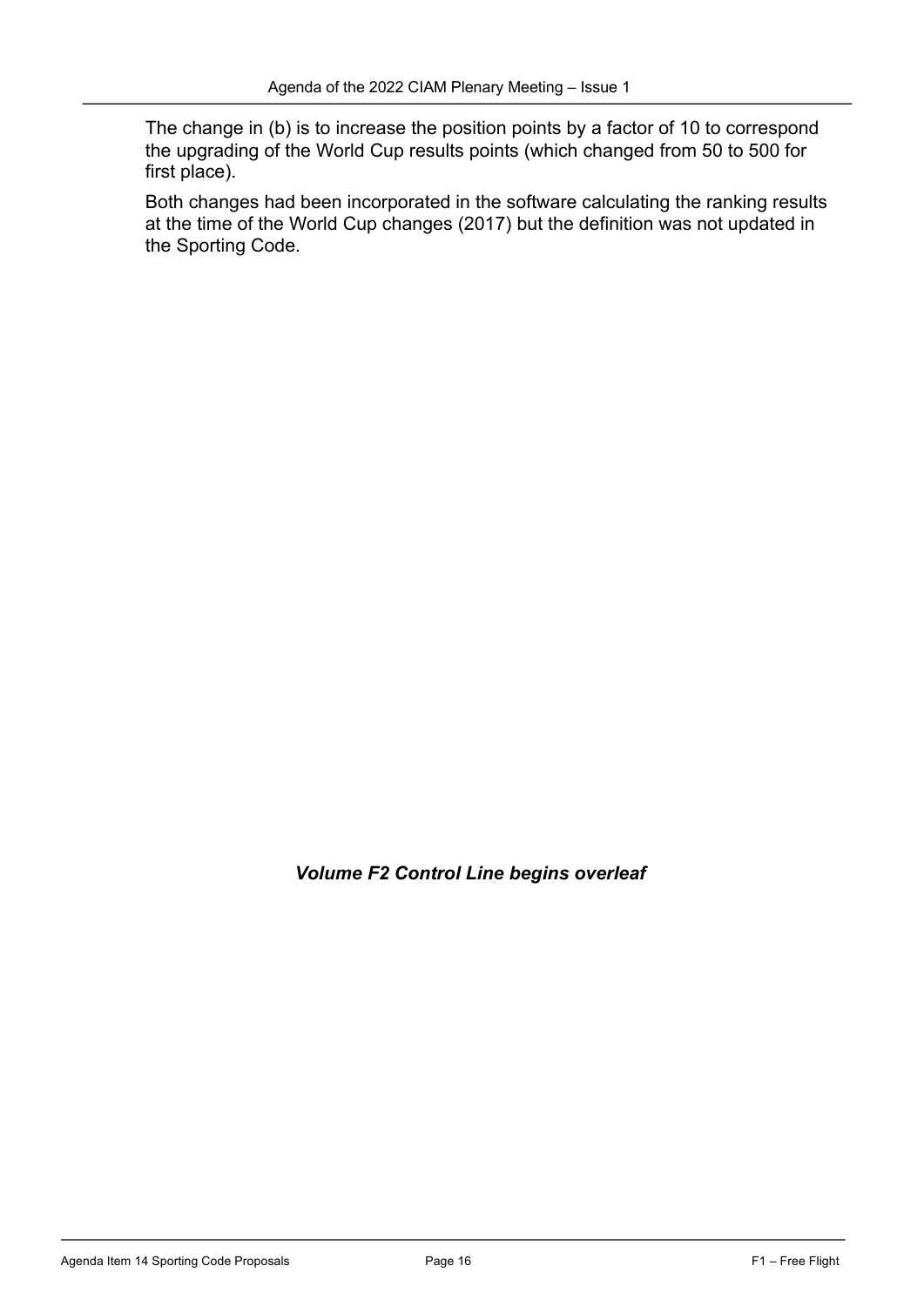The change in (b) is to increase the position points by a factor of 10 to correspond the upgrading of the World Cup results points (which changed from 50 to 500 for first place).

Both changes had been incorporated in the software calculating the ranking results at the time of the World Cup changes (2017) but the definition was not updated in the Sporting Code.

***Volume F2 Control Line begins overleaf***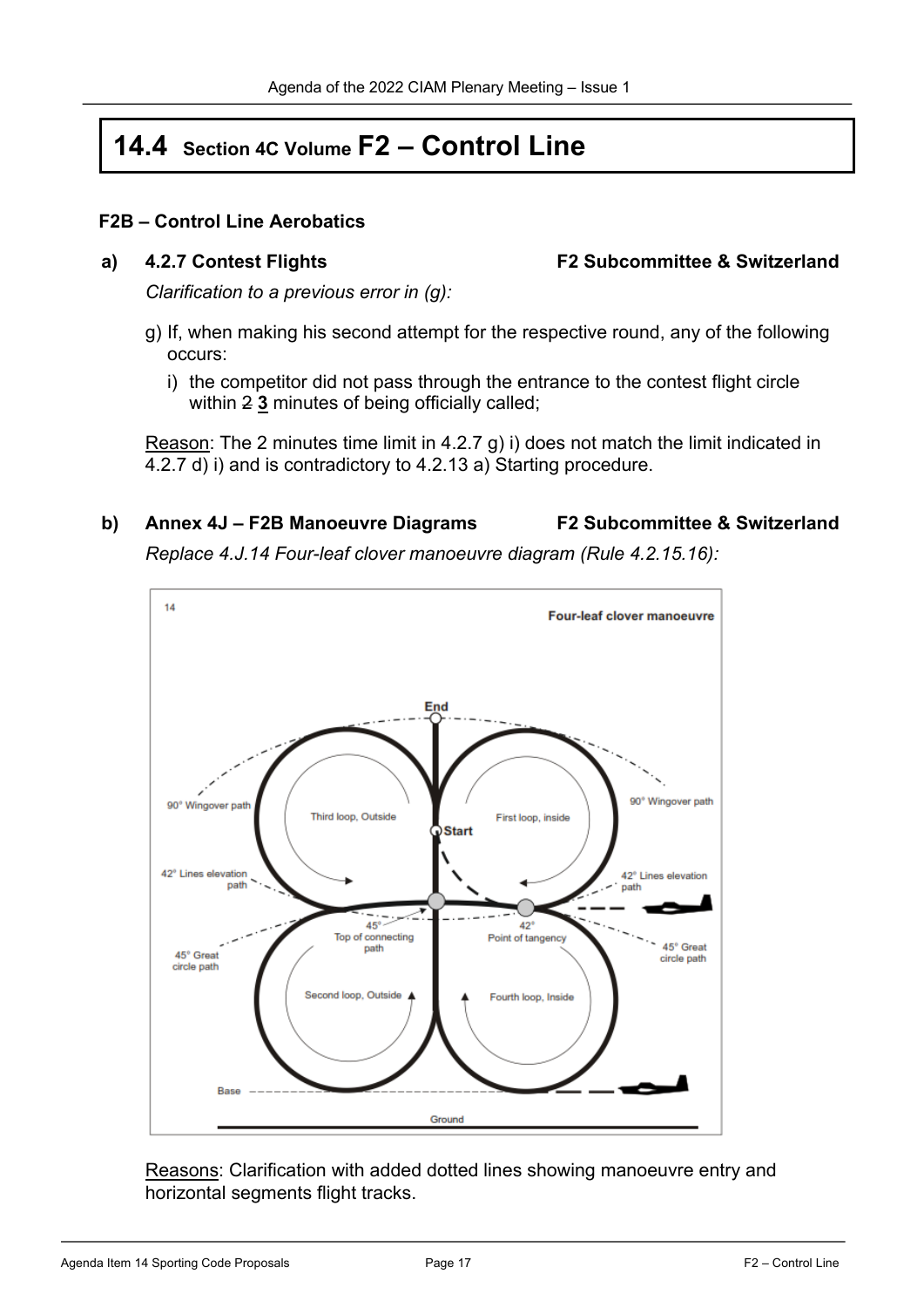# 14.4 Section 4C Volume F2 – Control Line

### F2B – Control Line Aerobatics

**a) 4.2.7 Contest Flights** **F2 Subcommittee & Switzerland**

*Clarification to a previous error in (g):*

g) If, when making his second attempt for the respective round, any of the following occurs:

i) the competitor did not pass through the entrance to the contest flight circle within ~~2~~ **3** minutes of being officially called;

Reason: The 2 minutes time limit in 4.2.7 g) i) does not match the limit indicated in 4.2.7 d) i) and is contradictory to 4.2.13 a) Starting procedure.

**b) Annex 4J – F2B Manoeuvre Diagrams** **F2 Subcommittee & Switzerland**

*Replace 4.J.14 Four-leaf clover manoeuvre diagram (Rule 4.2.15.16):*

14 Four-leaf clover manoeuvre

End, Start, Third loop, Outside, First loop, inside, 90° Wingover path, 42° Lines elevation path, 45° Top of connecting path, 42° Point of tangency, 45° Great circle path, Second loop, Outside, Fourth loop, Inside, Base, Ground

Reasons: Clarification with added dotted lines showing manoeuvre entry and horizontal segments flight tracks.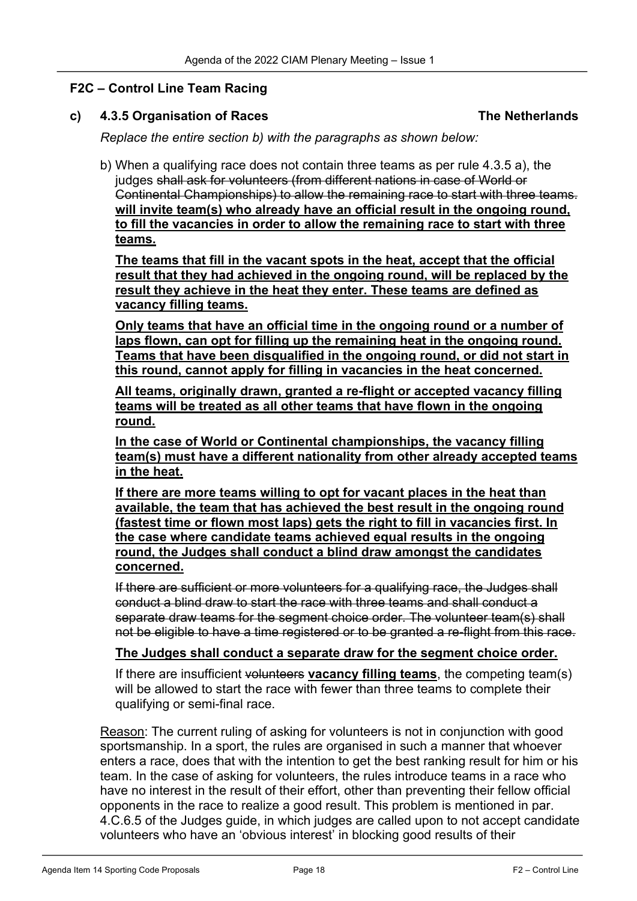## F2C – Control Line Team Racing

**c) 4.3.5 Organisation of Races — The Netherlands**

*Replace the entire section b) with the paragraphs as shown below:*

b) When a qualifying race does not contain three teams as per rule 4.3.5 a), the judges ~~shall ask for volunteers (from different nations in case of World or Continental Championships) to allow the remaining race to start with three teams.~~ **<u>will invite team(s) who already have an official result in the ongoing round, to fill the vacancies in order to allow the remaining race to start with three teams.</u>**

**<u>The teams that fill in the vacant spots in the heat, accept that the official result that they had achieved in the ongoing round, will be replaced by the result they achieve in the heat they enter. These teams are defined as vacancy filling teams.</u>**

**<u>Only teams that have an official time in the ongoing round or a number of laps flown, can opt for filling up the remaining heat in the ongoing round. Teams that have been disqualified in the ongoing round, or did not start in this round, cannot apply for filling in vacancies in the heat concerned.</u>**

**<u>All teams, originally drawn, granted a re-flight or accepted vacancy filling teams will be treated as all other teams that have flown in the ongoing round.</u>**

**<u>In the case of World or Continental championships, the vacancy filling team(s) must have a different nationality from other already accepted teams in the heat.</u>**

**<u>If there are more teams willing to opt for vacant places in the heat than available, the team that has achieved the best result in the ongoing round (fastest time or flown most laps) gets the right to fill in vacancies first. In the case where candidate teams achieved equal results in the ongoing round, the Judges shall conduct a blind draw amongst the candidates concerned.</u>**

~~If there are sufficient or more volunteers for a qualifying race, the Judges shall conduct a blind draw to start the race with three teams and shall conduct a separate draw teams for the segment choice order. The volunteer team(s) shall not be eligible to have a time registered or to be granted a re-flight from this race.~~

**<u>The Judges shall conduct a separate draw for the segment choice order.</u>**

If there are insufficient ~~volunteers~~ **<u>vacancy filling teams</u>**, the competing team(s) will be allowed to start the race with fewer than three teams to complete their qualifying or semi-final race.

<u>Reason</u>: The current ruling of asking for volunteers is not in conjunction with good sportsmanship. In a sport, the rules are organised in such a manner that whoever enters a race, does that with the intention to get the best ranking result for him or his team. In the case of asking for volunteers, the rules introduce teams in a race who have no interest in the result of their effort, other than preventing their fellow official opponents in the race to realize a good result. This problem is mentioned in par. 4.C.6.5 of the Judges guide, in which judges are called upon to not accept candidate volunteers who have an 'obvious interest' in blocking good results of their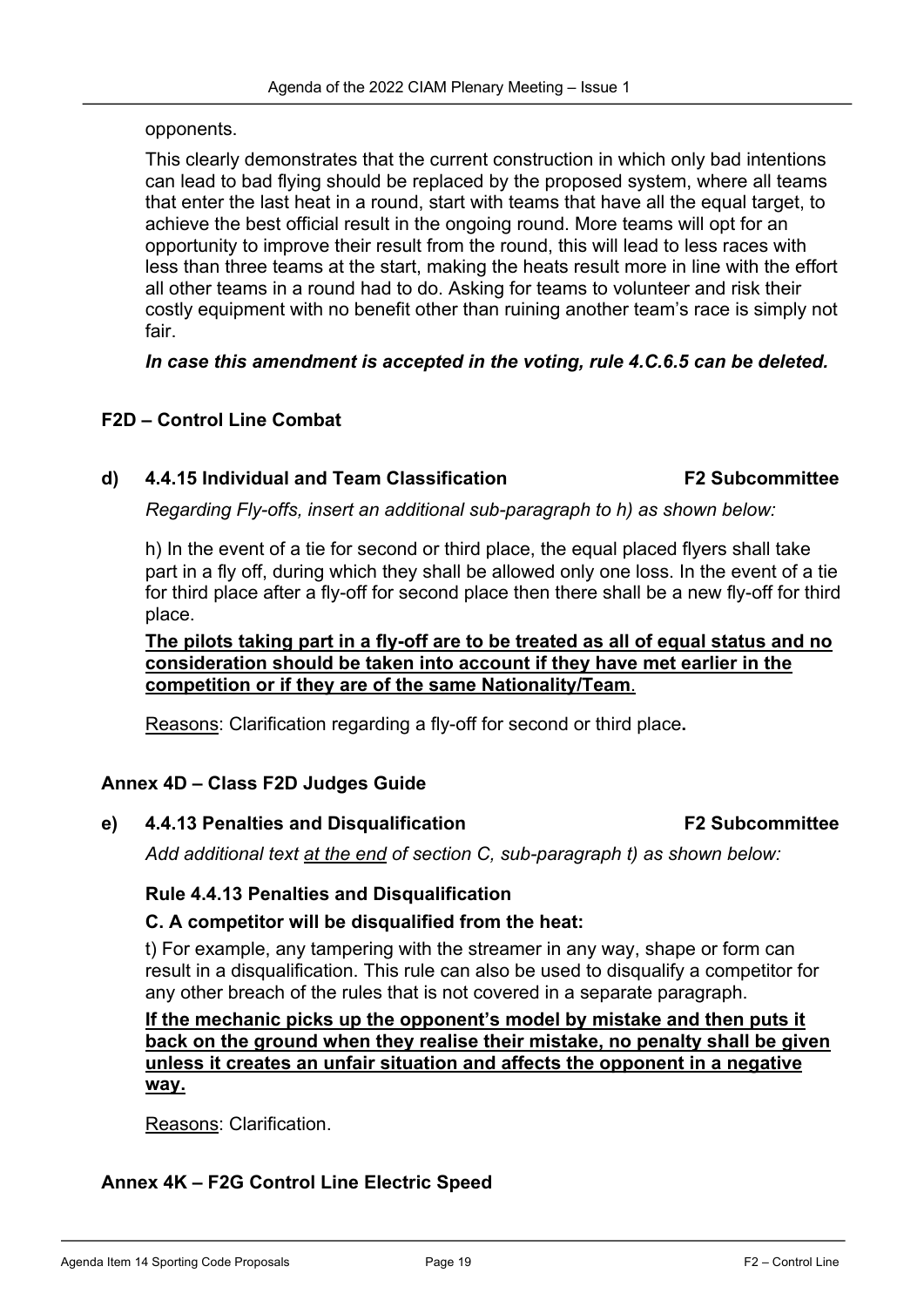opponents.

This clearly demonstrates that the current construction in which only bad intentions can lead to bad flying should be replaced by the proposed system, where all teams that enter the last heat in a round, start with teams that have all the equal target, to achieve the best official result in the ongoing round. More teams will opt for an opportunity to improve their result from the round, this will lead to less races with less than three teams at the start, making the heats result more in line with the effort all other teams in a round had to do. Asking for teams to volunteer and risk their costly equipment with no benefit other than ruining another team's race is simply not fair.

***In case this amendment is accepted in the voting, rule 4.C.6.5 can be deleted.***

### F2D – Control Line Combat

#### d) 4.4.15 Individual and Team Classification — F2 Subcommittee

*Regarding Fly-offs, insert an additional sub-paragraph to h) as shown below:*

h) In the event of a tie for second or third place, the equal placed flyers shall take part in a fly off, during which they shall be allowed only one loss. In the event of a tie for third place after a fly-off for second place then there shall be a new fly-off for third place.

<u>**The pilots taking part in a fly-off are to be treated as all of equal status and no consideration should be taken into account if they have met earlier in the competition or if they are of the same Nationality/Team**</u>.

<u>Reasons</u>: Clarification regarding a fly-off for second or third place**.**

### Annex 4D – Class F2D Judges Guide

#### e) 4.4.13 Penalties and Disqualification — F2 Subcommittee

*Add additional text <u>at the end</u> of section C, sub-paragraph t) as shown below:*

**Rule 4.4.13 Penalties and Disqualification**

**C. A competitor will be disqualified from the heat:**

t) For example, any tampering with the streamer in any way, shape or form can result in a disqualification. This rule can also be used to disqualify a competitor for any other breach of the rules that is not covered in a separate paragraph.

<u>**If the mechanic picks up the opponent's model by mistake and then puts it back on the ground when they realise their mistake, no penalty shall be given unless it creates an unfair situation and affects the opponent in a negative way.**</u>

<u>Reasons</u>: Clarification.

### Annex 4K – F2G Control Line Electric Speed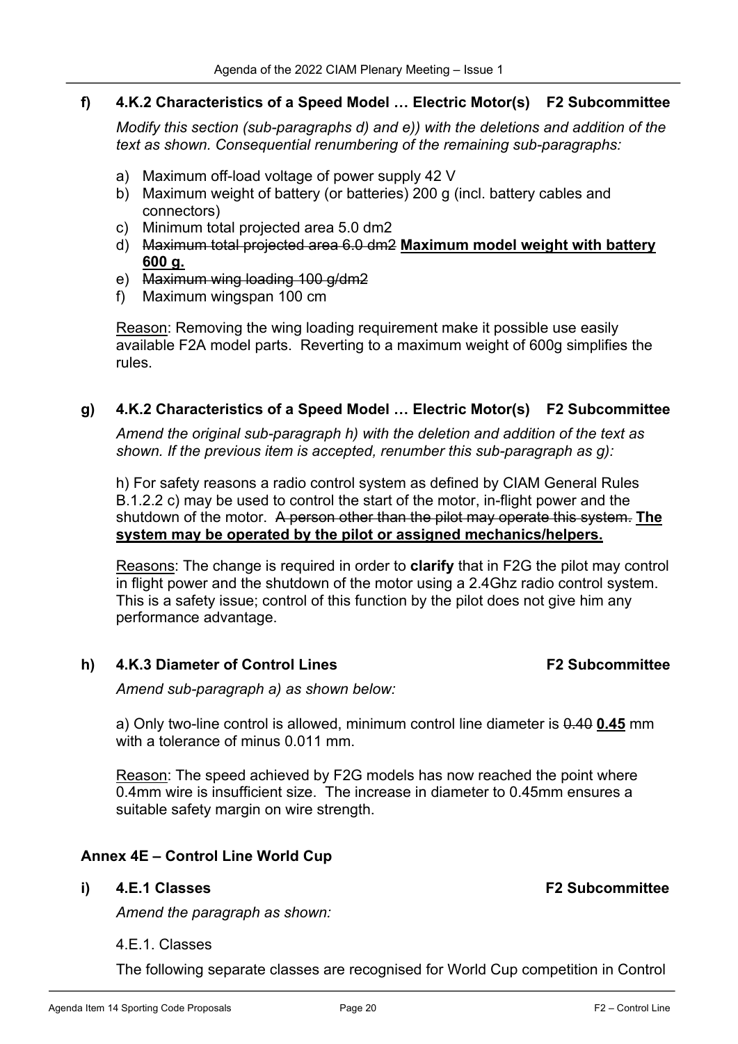**f) 4.K.2 Characteristics of a Speed Model … Electric Motor(s) F2 Subcommittee**

*Modify this section (sub-paragraphs d) and e)) with the deletions and addition of the text as shown. Consequential renumbering of the remaining sub-paragraphs:*

a) Maximum off-load voltage of power supply 42 V
b) Maximum weight of battery (or batteries) 200 g (incl. battery cables and connectors)
c) Minimum total projected area 5.0 dm2
d) ~~Maximum total projected area 6.0 dm2~~ **<u>Maximum model weight with battery 600 g.</u>**
e) ~~Maximum wing loading 100 g/dm2~~
f) Maximum wingspan 100 cm

<u>Reason</u>: Removing the wing loading requirement make it possible use easily available F2A model parts. Reverting to a maximum weight of 600g simplifies the rules.

**g) 4.K.2 Characteristics of a Speed Model … Electric Motor(s) F2 Subcommittee**

*Amend the original sub-paragraph h) with the deletion and addition of the text as shown. If the previous item is accepted, renumber this sub-paragraph as g):*

h) For safety reasons a radio control system as defined by CIAM General Rules B.1.2.2 c) may be used to control the start of the motor, in-flight power and the shutdown of the motor. ~~A person other than the pilot may operate this system.~~ **<u>The system may be operated by the pilot or assigned mechanics/helpers.</u>**

<u>Reasons</u>: The change is required in order to **clarify** that in F2G the pilot may control in flight power and the shutdown of the motor using a 2.4Ghz radio control system. This is a safety issue; control of this function by the pilot does not give him any performance advantage.

**h) 4.K.3 Diameter of Control Lines F2 Subcommittee**

*Amend sub-paragraph a) as shown below:*

a) Only two-line control is allowed, minimum control line diameter is ~~0.40~~ **0.45** mm with a tolerance of minus 0.011 mm.

<u>Reason</u>: The speed achieved by F2G models has now reached the point where 0.4mm wire is insufficient size. The increase in diameter to 0.45mm ensures a suitable safety margin on wire strength.

**Annex 4E – Control Line World Cup**

**i) 4.E.1 Classes F2 Subcommittee**

*Amend the paragraph as shown:*

4.E.1. Classes

The following separate classes are recognised for World Cup competition in Control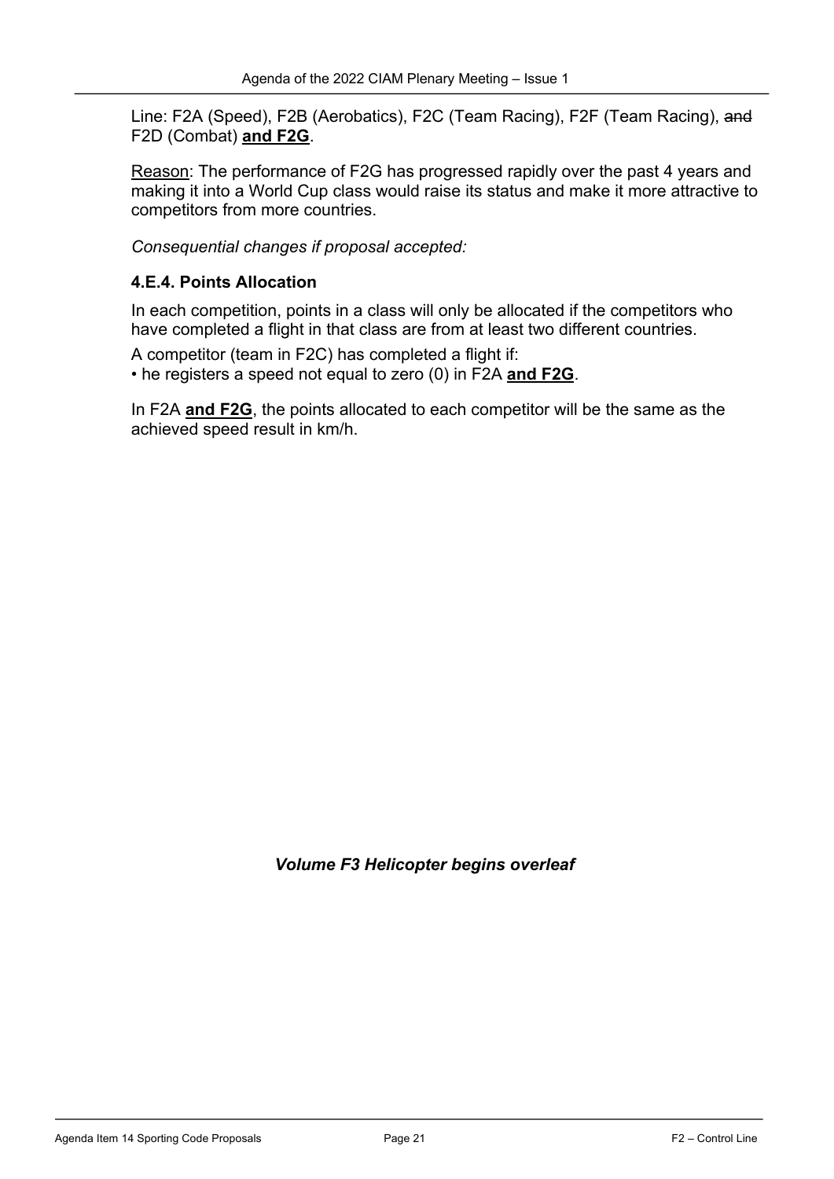Line: F2A (Speed), F2B (Aerobatics), F2C (Team Racing), F2F (Team Racing), ~~and~~ F2D (Combat) **and F2G**.

Reason: The performance of F2G has progressed rapidly over the past 4 years and making it into a World Cup class would raise its status and make it more attractive to competitors from more countries.

*Consequential changes if proposal accepted:*

### 4.E.4. Points Allocation

In each competition, points in a class will only be allocated if the competitors who have completed a flight in that class are from at least two different countries.

A competitor (team in F2C) has completed a flight if:

- he registers a speed not equal to zero (0) in F2A **and F2G**.

In F2A **and F2G**, the points allocated to each competitor will be the same as the achieved speed result in km/h.

***Volume F3 Helicopter begins overleaf***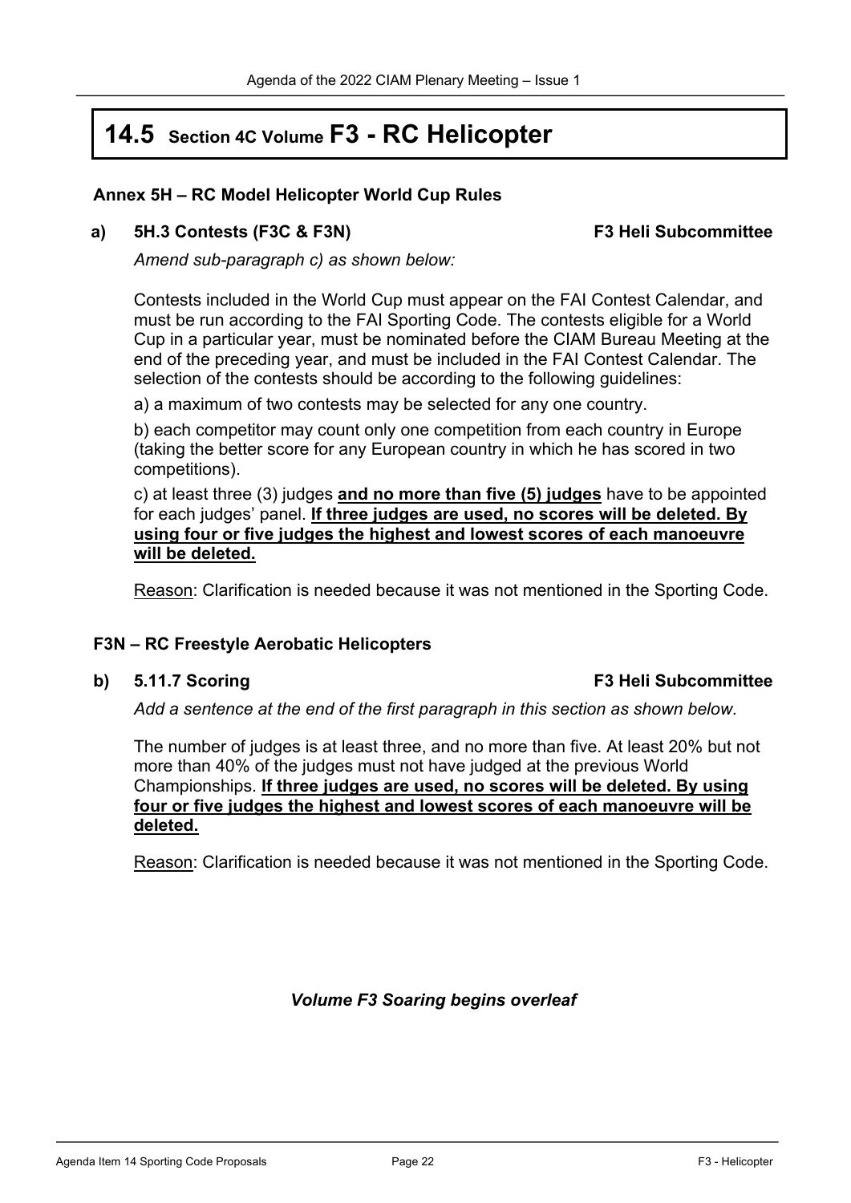# 14.5 Section 4C Volume F3 - RC Helicopter

### Annex 5H – RC Model Helicopter World Cup Rules

**a) 5H.3 Contests (F3C & F3N)** **F3 Heli Subcommittee**

*Amend sub-paragraph c) as shown below:*

Contests included in the World Cup must appear on the FAI Contest Calendar, and must be run according to the FAI Sporting Code. The contests eligible for a World Cup in a particular year, must be nominated before the CIAM Bureau Meeting at the end of the preceding year, and must be included in the FAI Contest Calendar. The selection of the contests should be according to the following guidelines:

a) a maximum of two contests may be selected for any one country.

b) each competitor may count only one competition from each country in Europe (taking the better score for any European country in which he has scored in two competitions).

c) at least three (3) judges <u>**and no more than five (5) judges**</u> have to be appointed for each judges' panel. <u>**If three judges are used, no scores will be deleted. By using four or five judges the highest and lowest scores of each manoeuvre will be deleted.**</u>

<u>Reason</u>: Clarification is needed because it was not mentioned in the Sporting Code.

### F3N – RC Freestyle Aerobatic Helicopters

**b) 5.11.7 Scoring** **F3 Heli Subcommittee**

*Add a sentence at the end of the first paragraph in this section as shown below.*

The number of judges is at least three, and no more than five. At least 20% but not more than 40% of the judges must not have judged at the previous World Championships. <u>**If three judges are used, no scores will be deleted. By using four or five judges the highest and lowest scores of each manoeuvre will be deleted.**</u>

<u>Reason</u>: Clarification is needed because it was not mentioned in the Sporting Code.

***Volume F3 Soaring begins overleaf***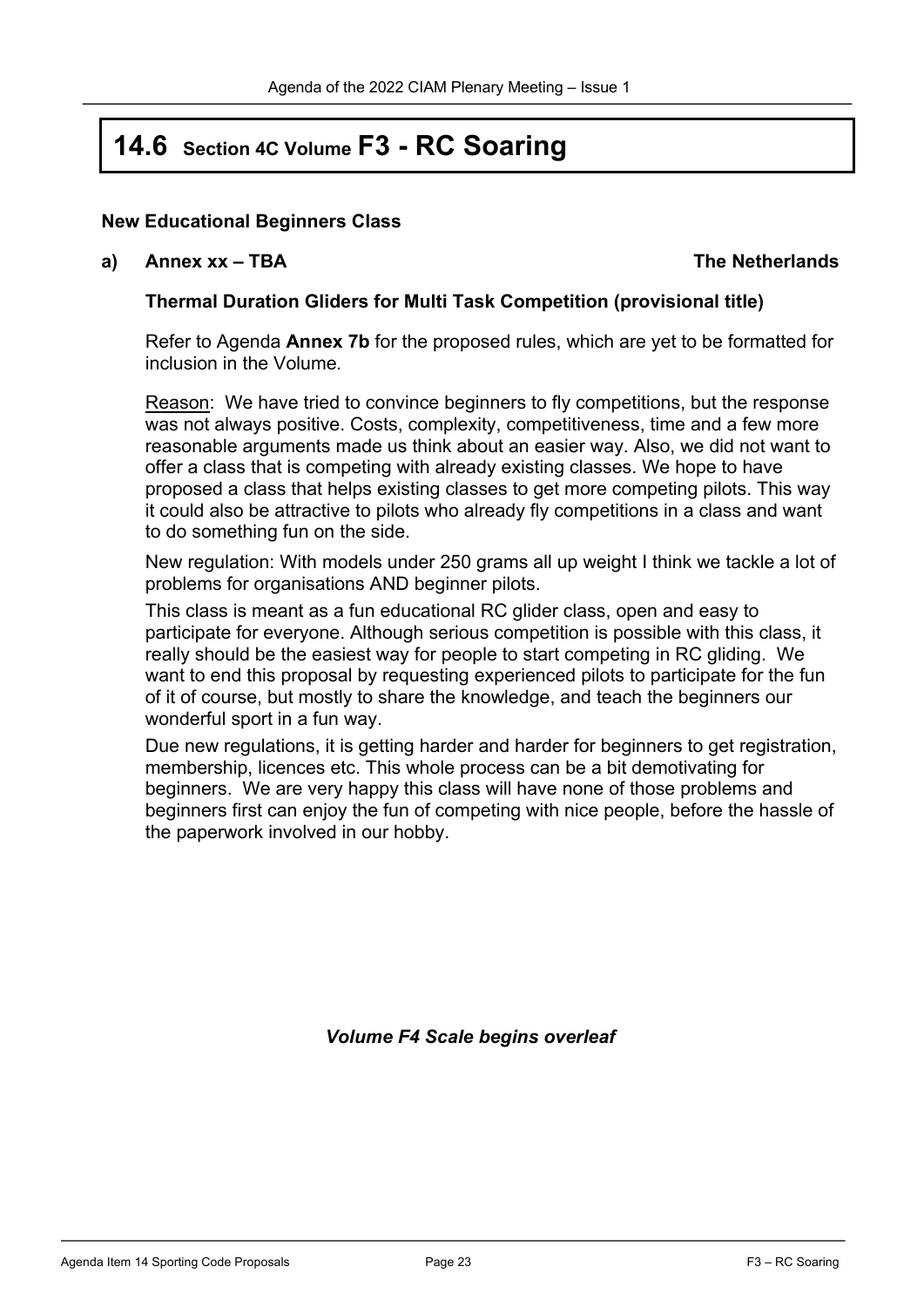# 14.6 Section 4C Volume F3 - RC Soaring

**New Educational Beginners Class**

**a) Annex xx – TBA** **The Netherlands**

**Thermal Duration Gliders for Multi Task Competition (provisional title)**

Refer to Agenda **Annex 7b** for the proposed rules, which are yet to be formatted for inclusion in the Volume.

Reason: We have tried to convince beginners to fly competitions, but the response was not always positive. Costs, complexity, competitiveness, time and a few more reasonable arguments made us think about an easier way. Also, we did not want to offer a class that is competing with already existing classes. We hope to have proposed a class that helps existing classes to get more competing pilots. This way it could also be attractive to pilots who already fly competitions in a class and want to do something fun on the side.

New regulation: With models under 250 grams all up weight I think we tackle a lot of problems for organisations AND beginner pilots.

This class is meant as a fun educational RC glider class, open and easy to participate for everyone. Although serious competition is possible with this class, it really should be the easiest way for people to start competing in RC gliding. We want to end this proposal by requesting experienced pilots to participate for the fun of it of course, but mostly to share the knowledge, and teach the beginners our wonderful sport in a fun way.

Due new regulations, it is getting harder and harder for beginners to get registration, membership, licences etc. This whole process can be a bit demotivating for beginners. We are very happy this class will have none of those problems and beginners first can enjoy the fun of competing with nice people, before the hassle of the paperwork involved in our hobby.

***Volume F4 Scale begins overleaf***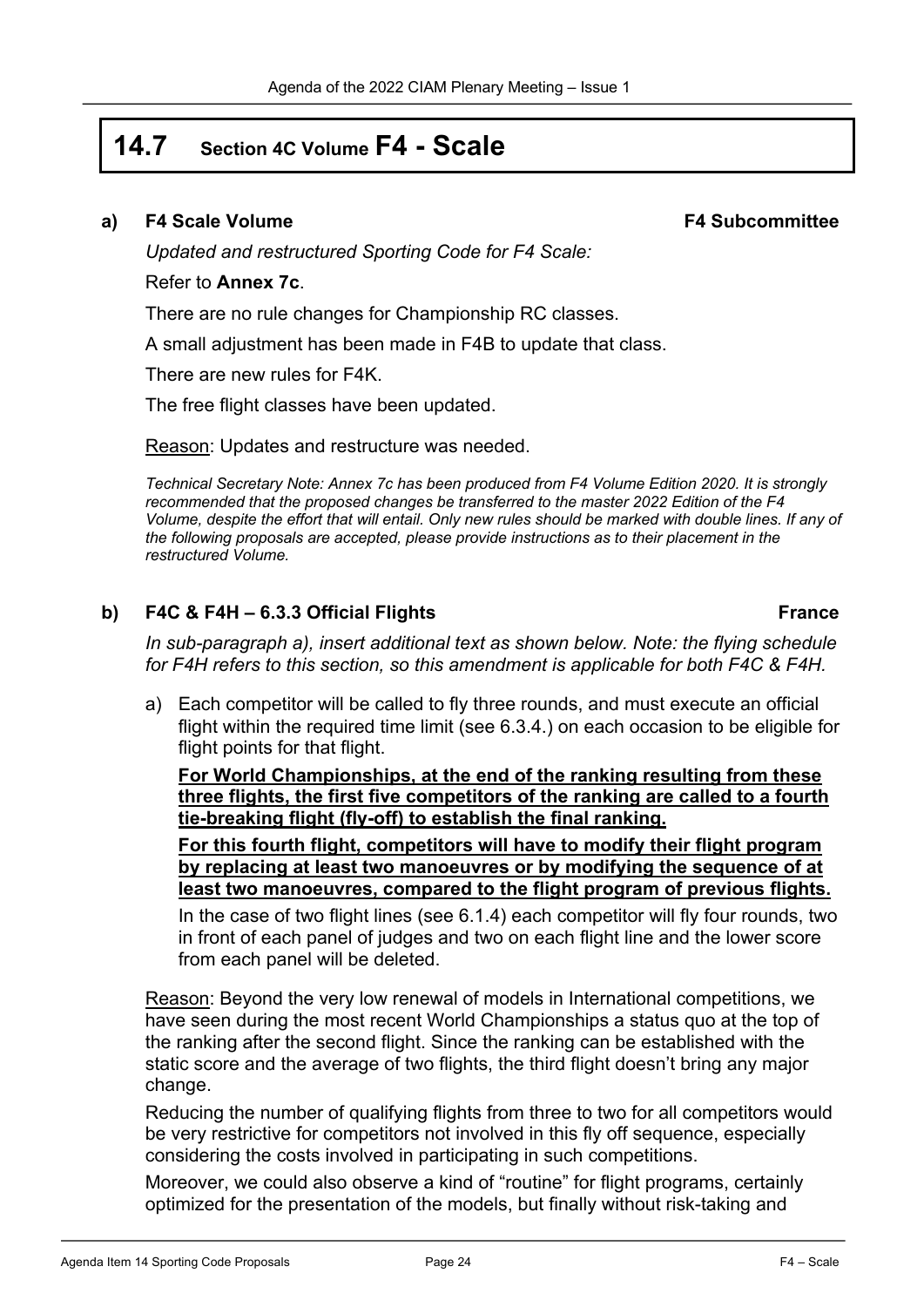# 14.7 Section 4C Volume F4 - Scale

### a) F4 Scale Volume — F4 Subcommittee

*Updated and restructured Sporting Code for F4 Scale:*

Refer to **Annex 7c**.

There are no rule changes for Championship RC classes.

A small adjustment has been made in F4B to update that class.

There are new rules for F4K.

The free flight classes have been updated.

<u>Reason</u>: Updates and restructure was needed.

*Technical Secretary Note: Annex 7c has been produced from F4 Volume Edition 2020. It is strongly recommended that the proposed changes be transferred to the master 2022 Edition of the F4 Volume, despite the effort that will entail. Only new rules should be marked with double lines. If any of the following proposals are accepted, please provide instructions as to their placement in the restructured Volume.*

### b) F4C & F4H – 6.3.3 Official Flights — France

*In sub-paragraph a), insert additional text as shown below. Note: the flying schedule for F4H refers to this section, so this amendment is applicable for both F4C & F4H.*

a) Each competitor will be called to fly three rounds, and must execute an official flight within the required time limit (see 6.3.4.) on each occasion to be eligible for flight points for that flight.

<u>**For World Championships, at the end of the ranking resulting from these three flights, the first five competitors of the ranking are called to a fourth tie-breaking flight (fly-off) to establish the final ranking.**</u>

<u>**For this fourth flight, competitors will have to modify their flight program by replacing at least two manoeuvres or by modifying the sequence of at least two manoeuvres, compared to the flight program of previous flights.**</u>

In the case of two flight lines (see 6.1.4) each competitor will fly four rounds, two in front of each panel of judges and two on each flight line and the lower score from each panel will be deleted.

<u>Reason</u>: Beyond the very low renewal of models in International competitions, we have seen during the most recent World Championships a status quo at the top of the ranking after the second flight. Since the ranking can be established with the static score and the average of two flights, the third flight doesn't bring any major change.

Reducing the number of qualifying flights from three to two for all competitors would be very restrictive for competitors not involved in this fly off sequence, especially considering the costs involved in participating in such competitions.

Moreover, we could also observe a kind of "routine" for flight programs, certainly optimized for the presentation of the models, but finally without risk-taking and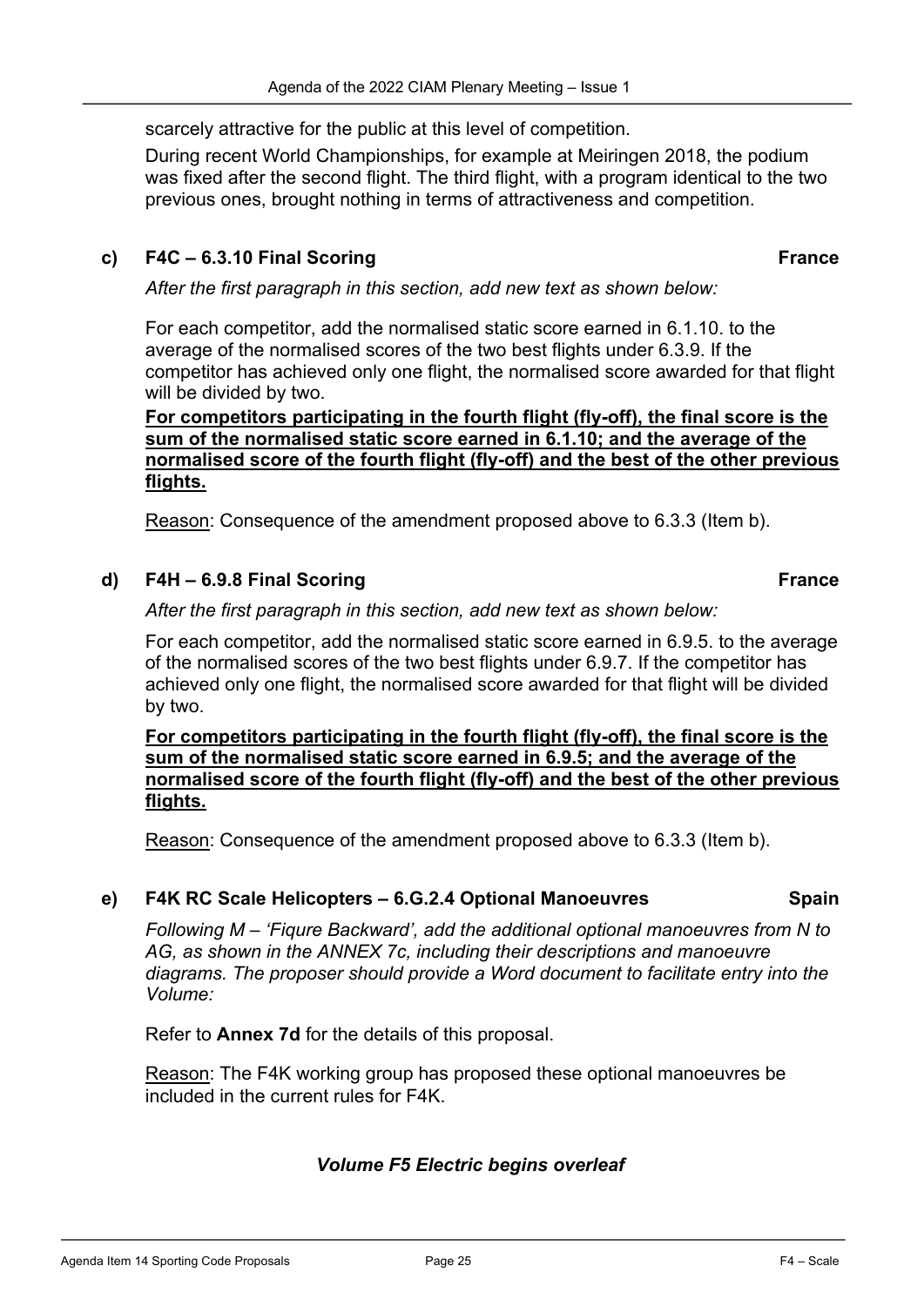scarcely attractive for the public at this level of competition.

During recent World Championships, for example at Meiringen 2018, the podium was fixed after the second flight. The third flight, with a program identical to the two previous ones, brought nothing in terms of attractiveness and competition.

### c) F4C – 6.3.10 Final Scoring **France**

*After the first paragraph in this section, add new text as shown below:*

For each competitor, add the normalised static score earned in 6.1.10. to the average of the normalised scores of the two best flights under 6.3.9. If the competitor has achieved only one flight, the normalised score awarded for that flight will be divided by two.

<u>**For competitors participating in the fourth flight (fly-off), the final score is the sum of the normalised static score earned in 6.1.10; and the average of the normalised score of the fourth flight (fly-off) and the best of the other previous flights.**</u>

<u>Reason</u>: Consequence of the amendment proposed above to 6.3.3 (Item b).

### d) F4H – 6.9.8 Final Scoring **France**

*After the first paragraph in this section, add new text as shown below:*

For each competitor, add the normalised static score earned in 6.9.5. to the average of the normalised scores of the two best flights under 6.9.7. If the competitor has achieved only one flight, the normalised score awarded for that flight will be divided by two.

<u>**For competitors participating in the fourth flight (fly-off), the final score is the sum of the normalised static score earned in 6.9.5; and the average of the normalised score of the fourth flight (fly-off) and the best of the other previous flights.**</u>

<u>Reason</u>: Consequence of the amendment proposed above to 6.3.3 (Item b).

### e) F4K RC Scale Helicopters – 6.G.2.4 Optional Manoeuvres **Spain**

*Following M – 'Fiqure Backward', add the additional optional manoeuvres from N to AG, as shown in the ANNEX 7c, including their descriptions and manoeuvre diagrams. The proposer should provide a Word document to facilitate entry into the Volume:*

Refer to **Annex 7d** for the details of this proposal.

<u>Reason</u>: The F4K working group has proposed these optional manoeuvres be included in the current rules for F4K.

***Volume F5 Electric begins overleaf***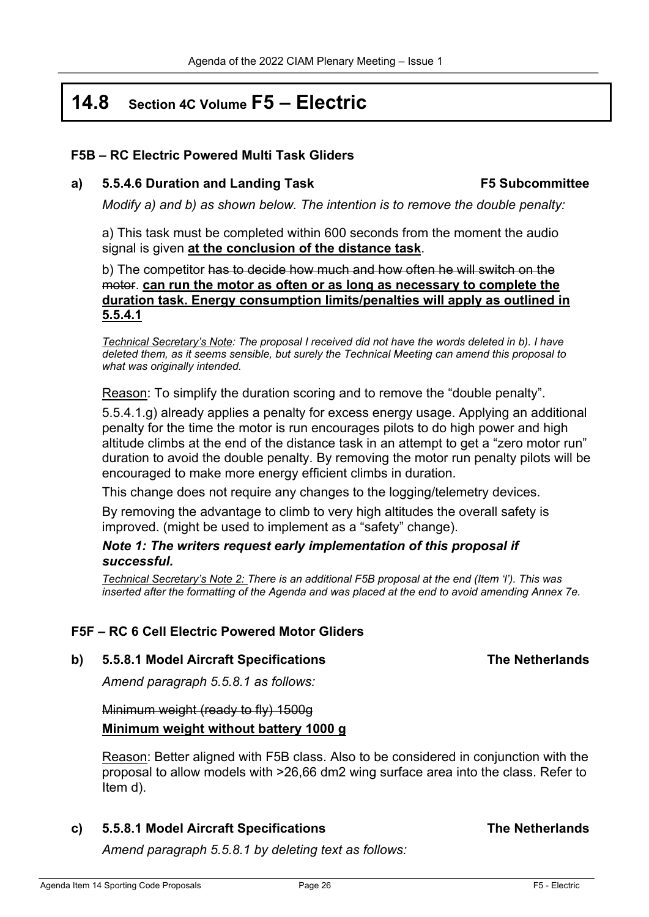# 14.8 Section 4C Volume F5 – Electric

## F5B – RC Electric Powered Multi Task Gliders

### a) 5.5.4.6 Duration and Landing Task — F5 Subcommittee

*Modify a) and b) as shown below. The intention is to remove the double penalty:*

a) This task must be completed within 600 seconds from the moment the audio signal is given **<u>at the conclusion of the distance task</u>**.

b) The competitor ~~has to decide how much and how often he will switch on the motor~~. **<u>can run the motor as often or as long as necessary to complete the duration task. Energy consumption limits/penalties will apply as outlined in 5.5.4.1</u>**

*<u>Technical Secretary's Note</u>: The proposal I received did not have the words deleted in b). I have deleted them, as it seems sensible, but surely the Technical Meeting can amend this proposal to what was originally intended.*

<u>Reason</u>: To simplify the duration scoring and to remove the "double penalty".

5.5.4.1.g) already applies a penalty for excess energy usage. Applying an additional penalty for the time the motor is run encourages pilots to do high power and high altitude climbs at the end of the distance task in an attempt to get a "zero motor run" duration to avoid the double penalty. By removing the motor run penalty pilots will be encouraged to make more energy efficient climbs in duration.

This change does not require any changes to the logging/telemetry devices.

By removing the advantage to climb to very high altitudes the overall safety is improved. (might be used to implement as a "safety" change).

***Note 1: The writers request early implementation of this proposal if successful.***

*<u>Technical Secretary's Note 2:</u> There is an additional F5B proposal at the end (Item 'l'). This was inserted after the formatting of the Agenda and was placed at the end to avoid amending Annex 7e.*

## F5F – RC 6 Cell Electric Powered Motor Gliders

### b) 5.5.8.1 Model Aircraft Specifications — The Netherlands

*Amend paragraph 5.5.8.1 as follows:*

~~Minimum weight (ready to fly) 1500g~~

**<u>Minimum weight without battery 1000 g</u>**

<u>Reason</u>: Better aligned with F5B class. Also to be considered in conjunction with the proposal to allow models with >26,66 dm2 wing surface area into the class. Refer to Item d).

### c) 5.5.8.1 Model Aircraft Specifications — The Netherlands

*Amend paragraph 5.5.8.1 by deleting text as follows:*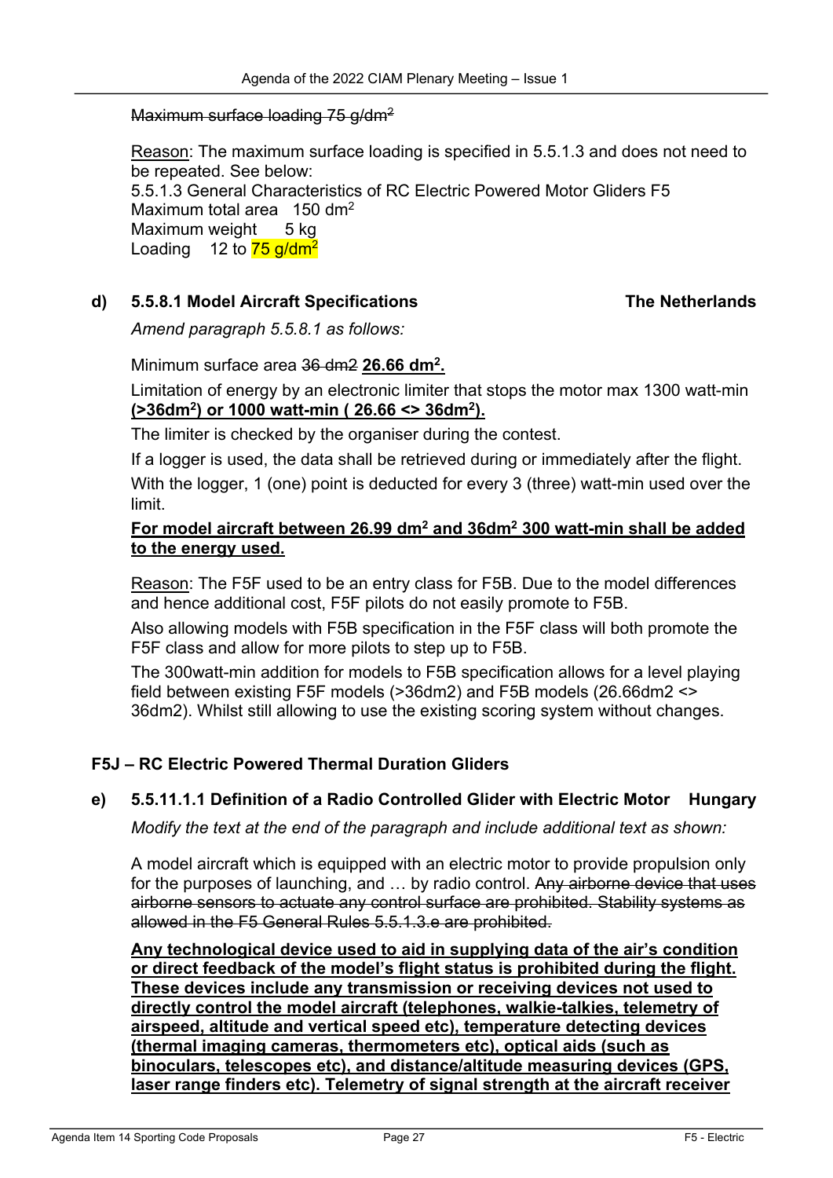~~Maximum surface loading 75 g/dm$^2$~~

Reason: The maximum surface loading is specified in 5.5.1.3 and does not need to be repeated. See below:
5.5.1.3 General Characteristics of RC Electric Powered Motor Gliders F5
Maximum total area 150 dm$^2$
Maximum weight 5 kg
Loading 12 to 75 g/dm$^2$

**d) 5.5.8.1 Model Aircraft Specifications The Netherlands**

*Amend paragraph 5.5.8.1 as follows:*

Minimum surface area ~~36 dm2~~ **26.66 dm$^2$.**

Limitation of energy by an electronic limiter that stops the motor max 1300 watt-min **(>36dm$^2$) or 1000 watt-min ( 26.66 <> 36dm$^2$).**

The limiter is checked by the organiser during the contest.

If a logger is used, the data shall be retrieved during or immediately after the flight.

With the logger, 1 (one) point is deducted for every 3 (three) watt-min used over the limit.

**For model aircraft between 26.99 dm$^2$ and 36dm$^2$ 300 watt-min shall be added to the energy used.**

Reason: The F5F used to be an entry class for F5B. Due to the model differences and hence additional cost, F5F pilots do not easily promote to F5B.

Also allowing models with F5B specification in the F5F class will both promote the F5F class and allow for more pilots to step up to F5B.

The 300watt-min addition for models to F5B specification allows for a level playing field between existing F5F models (>36dm2) and F5B models (26.66dm2 <> 36dm2). Whilst still allowing to use the existing scoring system without changes.

## F5J – RC Electric Powered Thermal Duration Gliders

**e) 5.5.11.1.1 Definition of a Radio Controlled Glider with Electric Motor Hungary**

*Modify the text at the end of the paragraph and include additional text as shown:*

A model aircraft which is equipped with an electric motor to provide propulsion only for the purposes of launching, and … by radio control. ~~Any airborne device that uses airborne sensors to actuate any control surface are prohibited. Stability systems as allowed in the F5 General Rules 5.5.1.3.e are prohibited.~~

**Any technological device used to aid in supplying data of the air's condition or direct feedback of the model's flight status is prohibited during the flight. These devices include any transmission or receiving devices not used to directly control the model aircraft (telephones, walkie-talkies, telemetry of airspeed, altitude and vertical speed etc), temperature detecting devices (thermal imaging cameras, thermometers etc), optical aids (such as binoculars, telescopes etc), and distance/altitude measuring devices (GPS, laser range finders etc). Telemetry of signal strength at the aircraft receiver**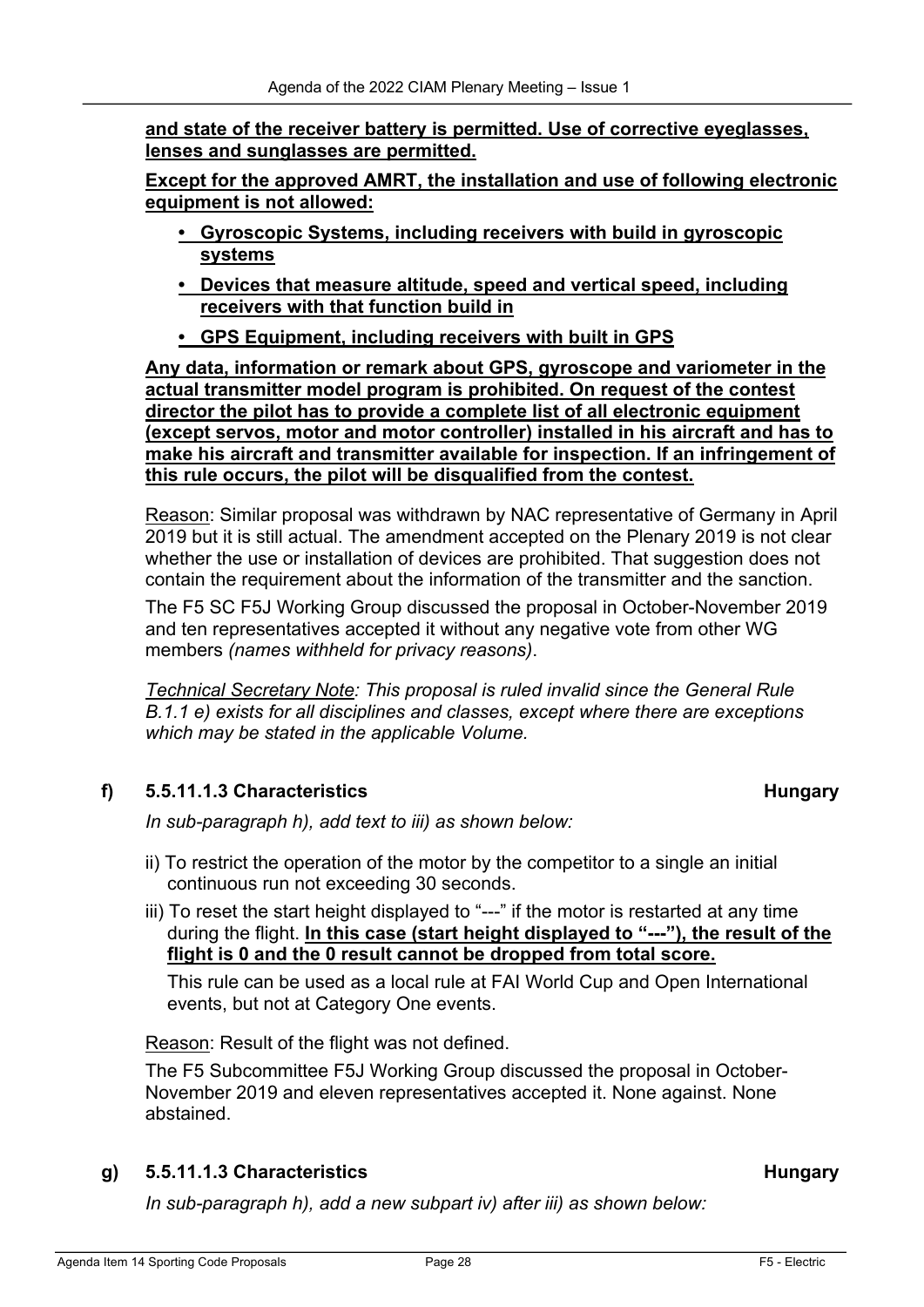**and state of the receiver battery is permitted. Use of corrective eyeglasses, lenses and sunglasses are permitted.**

**Except for the approved AMRT, the installation and use of following electronic equipment is not allowed:**

- **Gyroscopic Systems, including receivers with build in gyroscopic systems**
- **Devices that measure altitude, speed and vertical speed, including receivers with that function build in**
- **GPS Equipment, including receivers with built in GPS**

**Any data, information or remark about GPS, gyroscope and variometer in the actual transmitter model program is prohibited. On request of the contest director the pilot has to provide a complete list of all electronic equipment (except servos, motor and motor controller) installed in his aircraft and has to make his aircraft and transmitter available for inspection. If an infringement of this rule occurs, the pilot will be disqualified from the contest.**

Reason: Similar proposal was withdrawn by NAC representative of Germany in April 2019 but it is still actual. The amendment accepted on the Plenary 2019 is not clear whether the use or installation of devices are prohibited. That suggestion does not contain the requirement about the information of the transmitter and the sanction.

The F5 SC F5J Working Group discussed the proposal in October-November 2019 and ten representatives accepted it without any negative vote from other WG members *(names withheld for privacy reasons)*.

*Technical Secretary Note: This proposal is ruled invalid since the General Rule B.1.1 e) exists for all disciplines and classes, except where there are exceptions which may be stated in the applicable Volume.*

### f) 5.5.11.1.3 Characteristics — Hungary

*In sub-paragraph h), add text to iii) as shown below:*

ii) To restrict the operation of the motor by the competitor to a single an initial continuous run not exceeding 30 seconds.

iii) To reset the start height displayed to "---" if the motor is restarted at any time during the flight. **In this case (start height displayed to "---"), the result of the flight is 0 and the 0 result cannot be dropped from total score.**

This rule can be used as a local rule at FAI World Cup and Open International events, but not at Category One events.

Reason: Result of the flight was not defined.

The F5 Subcommittee F5J Working Group discussed the proposal in October-November 2019 and eleven representatives accepted it. None against. None abstained.

### g) 5.5.11.1.3 Characteristics — Hungary

*In sub-paragraph h), add a new subpart iv) after iii) as shown below:*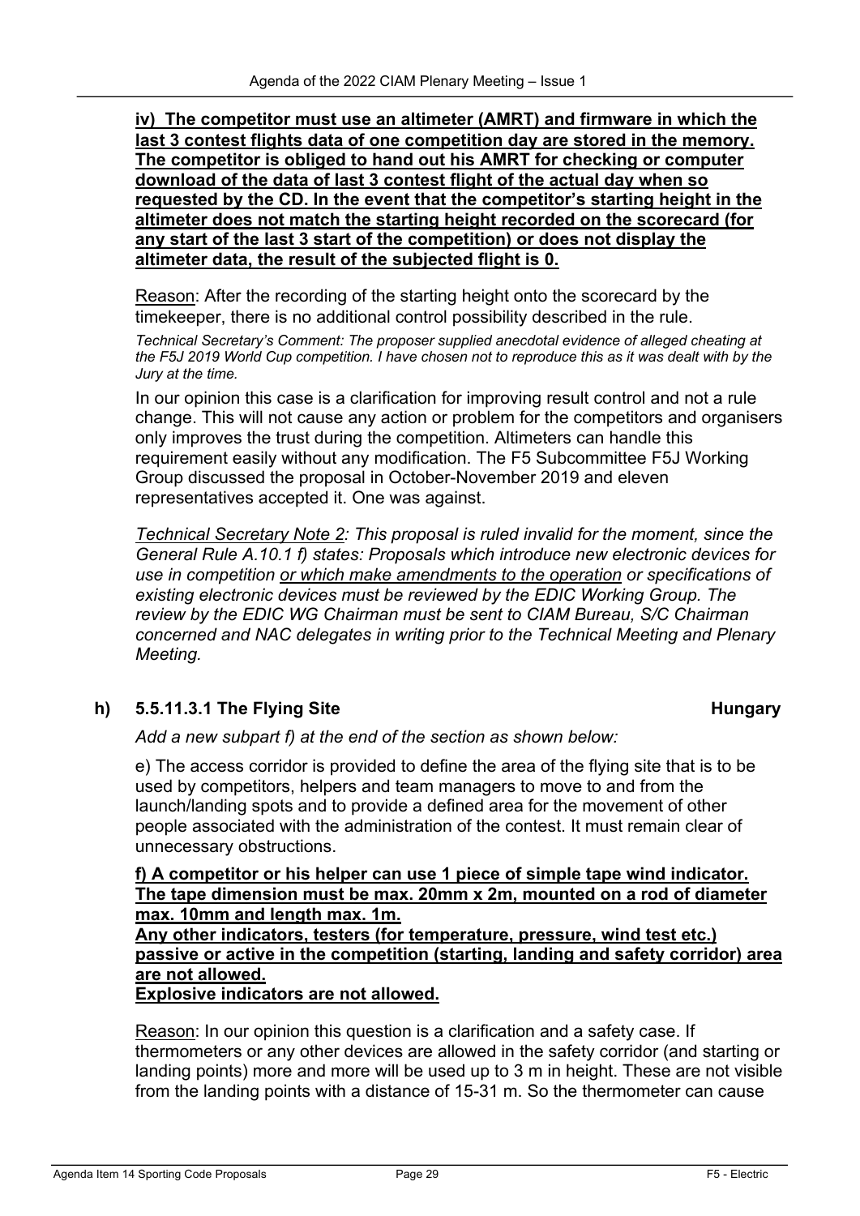**iv) The competitor must use an altimeter (AMRT) and firmware in which the last 3 contest flights data of one competition day are stored in the memory. The competitor is obliged to hand out his AMRT for checking or computer download of the data of last 3 contest flight of the actual day when so requested by the CD. In the event that the competitor's starting height in the altimeter does not match the starting height recorded on the scorecard (for any start of the last 3 start of the competition) or does not display the altimeter data, the result of the subjected flight is 0.**

Reason: After the recording of the starting height onto the scorecard by the timekeeper, there is no additional control possibility described in the rule.

*Technical Secretary's Comment: The proposer supplied anecdotal evidence of alleged cheating at the F5J 2019 World Cup competition. I have chosen not to reproduce this as it was dealt with by the Jury at the time.*

In our opinion this case is a clarification for improving result control and not a rule change. This will not cause any action or problem for the competitors and organisers only improves the trust during the competition. Altimeters can handle this requirement easily without any modification. The F5 Subcommittee F5J Working Group discussed the proposal in October-November 2019 and eleven representatives accepted it. One was against.

*Technical Secretary Note 2: This proposal is ruled invalid for the moment, since the General Rule A.10.1 f) states: Proposals which introduce new electronic devices for use in competition or which make amendments to the operation or specifications of existing electronic devices must be reviewed by the EDIC Working Group. The review by the EDIC WG Chairman must be sent to CIAM Bureau, S/C Chairman concerned and NAC delegates in writing prior to the Technical Meeting and Plenary Meeting.*

### h) 5.5.11.3.1 The Flying Site — Hungary

*Add a new subpart f) at the end of the section as shown below:*

e) The access corridor is provided to define the area of the flying site that is to be used by competitors, helpers and team managers to move to and from the launch/landing spots and to provide a defined area for the movement of other people associated with the administration of the contest. It must remain clear of unnecessary obstructions.

**f) A competitor or his helper can use 1 piece of simple tape wind indicator. The tape dimension must be max. 20mm x 2m, mounted on a rod of diameter max. 10mm and length max. 1m.**
**Any other indicators, testers (for temperature, pressure, wind test etc.) passive or active in the competition (starting, landing and safety corridor) area are not allowed.**
**Explosive indicators are not allowed.**

Reason: In our opinion this question is a clarification and a safety case. If thermometers or any other devices are allowed in the safety corridor (and starting or landing points) more and more will be used up to 3 m in height. These are not visible from the landing points with a distance of 15-31 m. So the thermometer can cause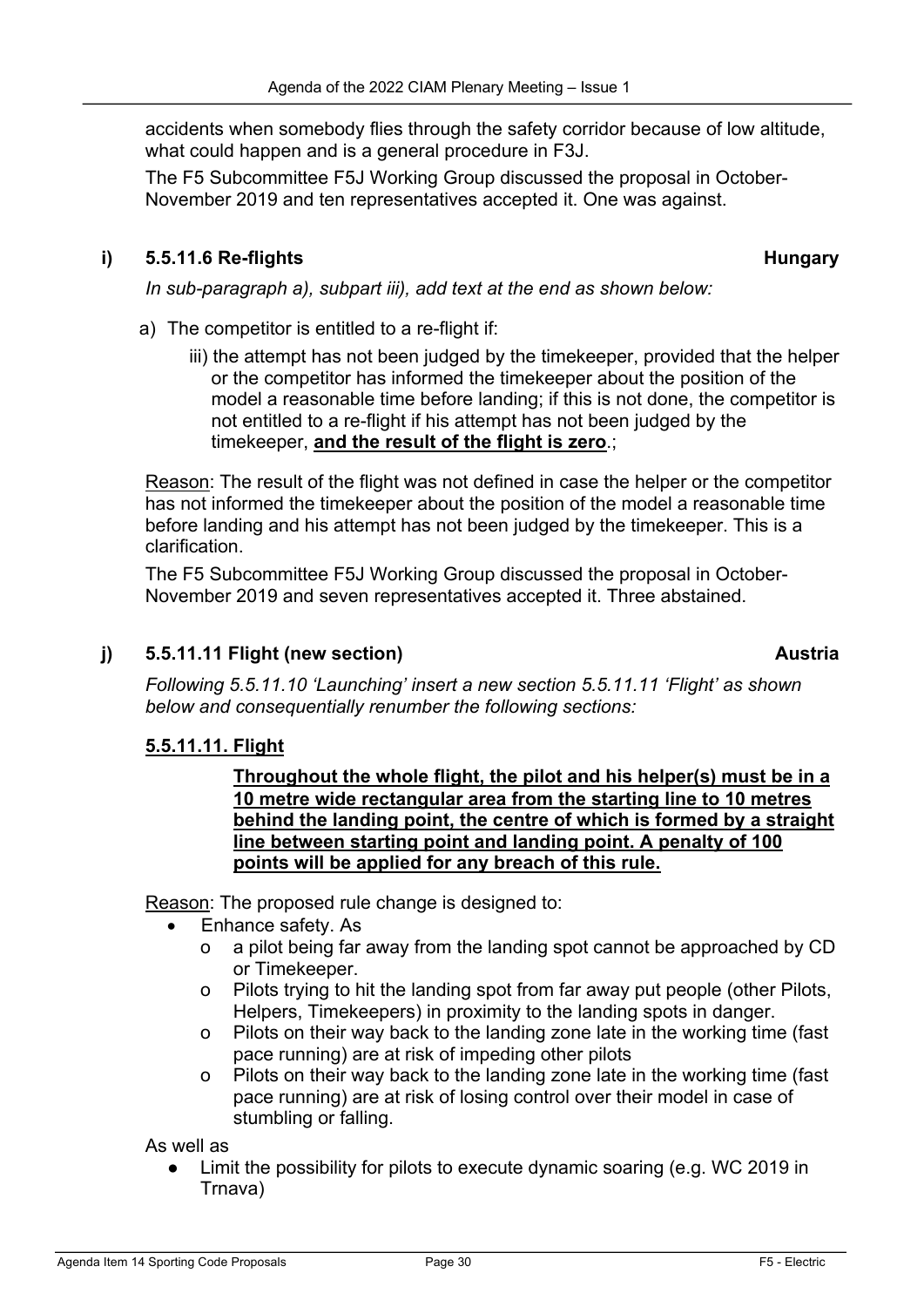accidents when somebody flies through the safety corridor because of low altitude, what could happen and is a general procedure in F3J.

The F5 Subcommittee F5J Working Group discussed the proposal in October-November 2019 and ten representatives accepted it. One was against.

### i) 5.5.11.6 Re-flights — Hungary

*In sub-paragraph a), subpart iii), add text at the end as shown below:*

a) The competitor is entitled to a re-flight if:

   iii) the attempt has not been judged by the timekeeper, provided that the helper or the competitor has informed the timekeeper about the position of the model a reasonable time before landing; if this is not done, the competitor is not entitled to a re-flight if his attempt has not been judged by the timekeeper, **and the result of the flight is zero**.;

Reason: The result of the flight was not defined in case the helper or the competitor has not informed the timekeeper about the position of the model a reasonable time before landing and his attempt has not been judged by the timekeeper. This is a clarification.

The F5 Subcommittee F5J Working Group discussed the proposal in October-November 2019 and seven representatives accepted it. Three abstained.

### j) 5.5.11.11 Flight (new section) — Austria

*Following 5.5.11.10 'Launching' insert a new section 5.5.11.11 'Flight' as shown below and consequentially renumber the following sections:*

**5.5.11.11. Flight**

**Throughout the whole flight, the pilot and his helper(s) must be in a 10 metre wide rectangular area from the starting line to 10 metres behind the landing point, the centre of which is formed by a straight line between starting point and landing point. A penalty of 100 points will be applied for any breach of this rule.**

Reason: The proposed rule change is designed to:

- Enhance safety. As
  - a pilot being far away from the landing spot cannot be approached by CD or Timekeeper.
  - Pilots trying to hit the landing spot from far away put people (other Pilots, Helpers, Timekeepers) in proximity to the landing spots in danger.
  - Pilots on their way back to the landing zone late in the working time (fast pace running) are at risk of impeding other pilots
  - Pilots on their way back to the landing zone late in the working time (fast pace running) are at risk of losing control over their model in case of stumbling or falling.

As well as

- Limit the possibility for pilots to execute dynamic soaring (e.g. WC 2019 in Trnava)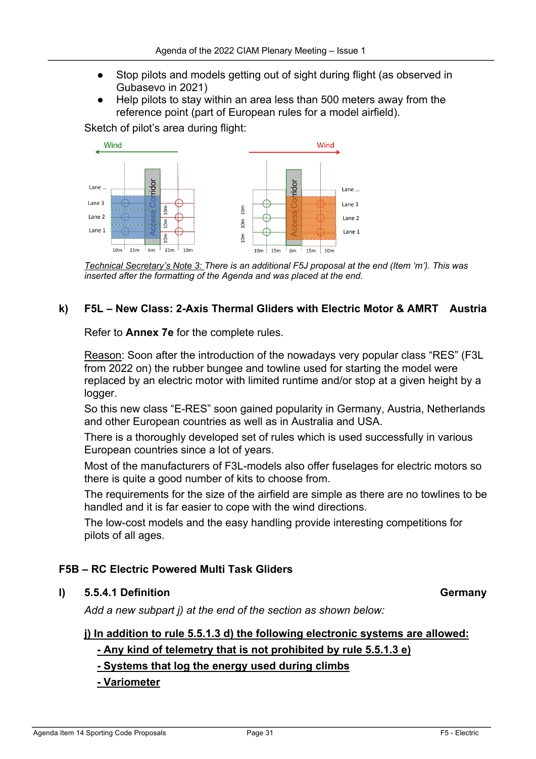- Stop pilots and models getting out of sight during flight (as observed in Gubasevo in 2021)
- Help pilots to stay within an area less than 500 meters away from the reference point (part of European rules for a model airfield).

Sketch of pilot's area during flight:

*Technical Secretary's Note 3: There is an additional F5J proposal at the end (Item 'm'). This was inserted after the formatting of the Agenda and was placed at the end.*

### k) F5L – New Class: 2-Axis Thermal Gliders with Electric Motor & AMRT — Austria

Refer to **Annex 7e** for the complete rules.

Reason: Soon after the introduction of the nowadays very popular class "RES" (F3L from 2022 on) the rubber bungee and towline used for starting the model were replaced by an electric motor with limited runtime and/or stop at a given height by a logger.

So this new class "E-RES" soon gained popularity in Germany, Austria, Netherlands and other European countries as well as in Australia and USA.

There is a thoroughly developed set of rules which is used successfully in various European countries since a lot of years.

Most of the manufacturers of F3L-models also offer fuselages for electric motors so there is quite a good number of kits to choose from.

The requirements for the size of the airfield are simple as there are no towlines to be handled and it is far easier to cope with the wind directions.

The low-cost models and the easy handling provide interesting competitions for pilots of all ages.

### F5B – RC Electric Powered Multi Task Gliders

### l) 5.5.4.1 Definition — Germany

*Add a new subpart j) at the end of the section as shown below:*

**j) In addition to rule 5.5.1.3 d) the following electronic systems are allowed:**

**- Any kind of telemetry that is not prohibited by rule 5.5.1.3 e)**

**- Systems that log the energy used during climbs**

**- Variometer**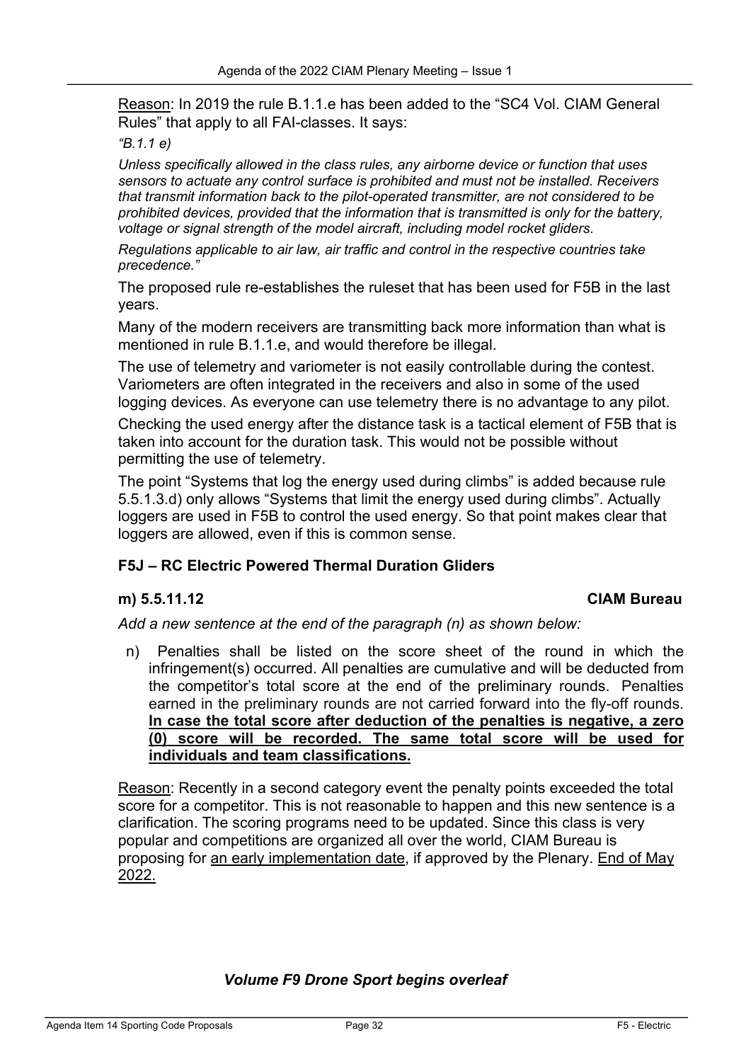Reason: In 2019 the rule B.1.1.e has been added to the "SC4 Vol. CIAM General Rules" that apply to all FAI-classes. It says:

*"B.1.1 e)*

*Unless specifically allowed in the class rules, any airborne device or function that uses sensors to actuate any control surface is prohibited and must not be installed. Receivers that transmit information back to the pilot-operated transmitter, are not considered to be prohibited devices, provided that the information that is transmitted is only for the battery, voltage or signal strength of the model aircraft, including model rocket gliders.*

*Regulations applicable to air law, air traffic and control in the respective countries take precedence."*

The proposed rule re-establishes the ruleset that has been used for F5B in the last years.

Many of the modern receivers are transmitting back more information than what is mentioned in rule B.1.1.e, and would therefore be illegal.

The use of telemetry and variometer is not easily controllable during the contest. Variometers are often integrated in the receivers and also in some of the used logging devices. As everyone can use telemetry there is no advantage to any pilot.

Checking the used energy after the distance task is a tactical element of F5B that is taken into account for the duration task. This would not be possible without permitting the use of telemetry.

The point "Systems that log the energy used during climbs" is added because rule 5.5.1.3.d) only allows "Systems that limit the energy used during climbs". Actually loggers are used in F5B to control the used energy. So that point makes clear that loggers are allowed, even if this is common sense.

### F5J – RC Electric Powered Thermal Duration Gliders

#### m) 5.5.11.12 — CIAM Bureau

*Add a new sentence at the end of the paragraph (n) as shown below:*

n) Penalties shall be listed on the score sheet of the round in which the infringement(s) occurred. All penalties are cumulative and will be deducted from the competitor's total score at the end of the preliminary rounds. Penalties earned in the preliminary rounds are not carried forward into the fly-off rounds. **In case the total score after deduction of the penalties is negative, a zero (0) score will be recorded. The same total score will be used for individuals and team classifications.**

Reason: Recently in a second category event the penalty points exceeded the total score for a competitor. This is not reasonable to happen and this new sentence is a clarification. The scoring programs need to be updated. Since this class is very popular and competitions are organized all over the world, CIAM Bureau is proposing for an early implementation date, if approved by the Plenary. End of May 2022.

***Volume F9 Drone Sport begins overleaf***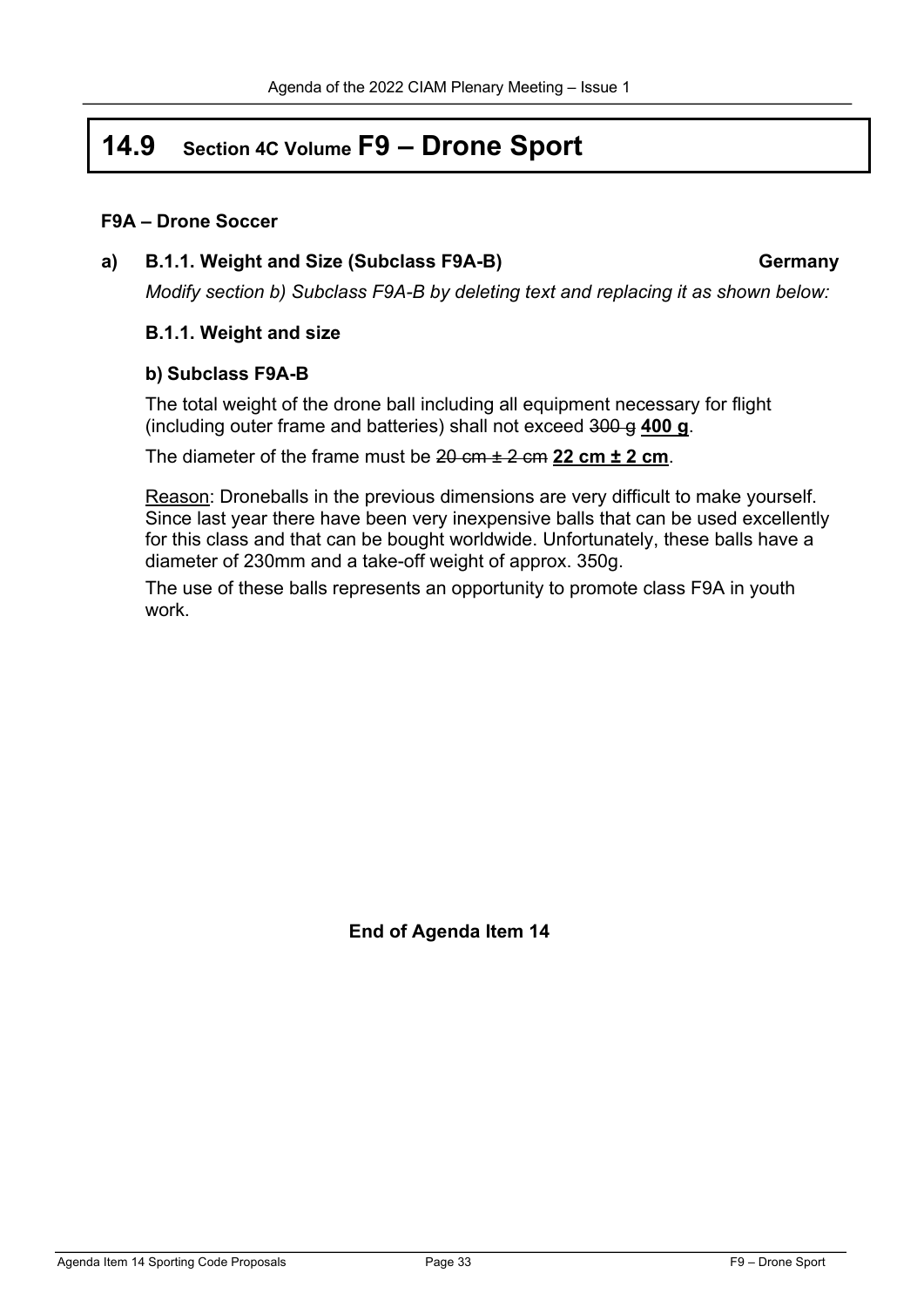# 14.9 Section 4C Volume F9 – Drone Sport

**F9A – Drone Soccer**

**a) B.1.1. Weight and Size (Subclass F9A-B) Germany**

*Modify section b) Subclass F9A-B by deleting text and replacing it as shown below:*

**B.1.1. Weight and size**

**b) Subclass F9A-B**

The total weight of the drone ball including all equipment necessary for flight (including outer frame and batteries) shall not exceed ~~300 g~~ **<u>400 g</u>**.

The diameter of the frame must be ~~20 cm ± 2 cm~~ **<u>22 cm ± 2 cm</u>**.

<u>Reason</u>: Droneballs in the previous dimensions are very difficult to make yourself. Since last year there have been very inexpensive balls that can be used excellently for this class and that can be bought worldwide. Unfortunately, these balls have a diameter of 230mm and a take-off weight of approx. 350g.

The use of these balls represents an opportunity to promote class F9A in youth work.

**End of Agenda Item 14**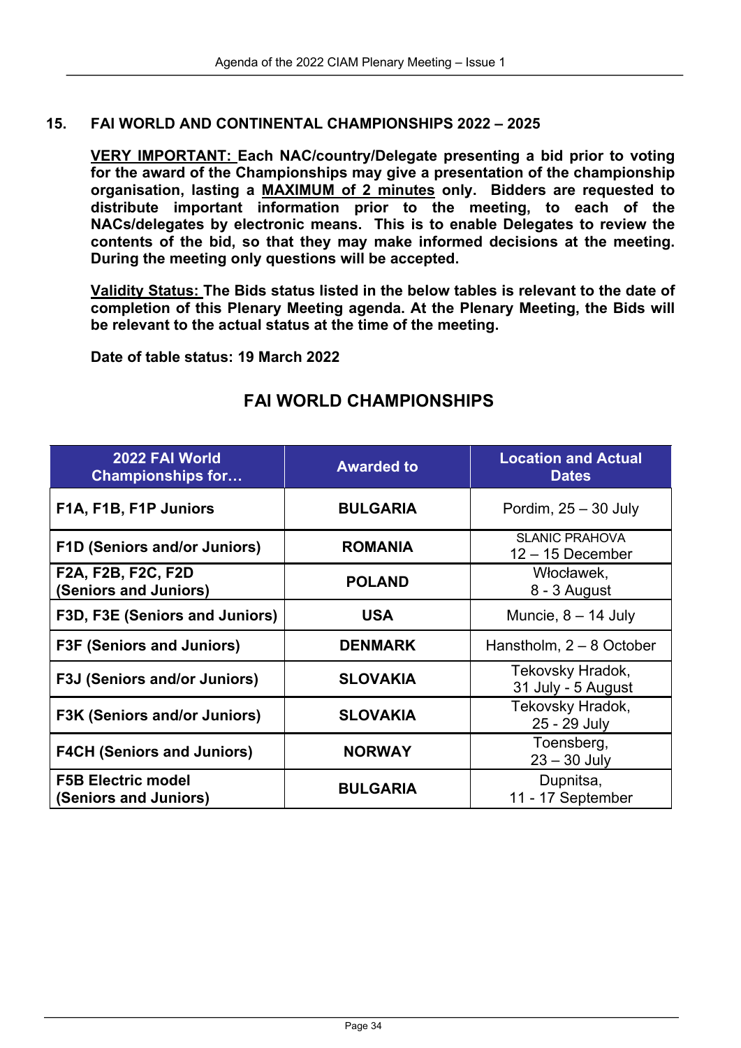## 15. FAI WORLD AND CONTINENTAL CHAMPIONSHIPS 2022 – 2025

**VERY IMPORTANT: Each NAC/country/Delegate presenting a bid prior to voting for the award of the Championships may give a presentation of the championship organisation, lasting a MAXIMUM of 2 minutes only. Bidders are requested to distribute important information prior to the meeting, to each of the NACs/delegates by electronic means. This is to enable Delegates to review the contents of the bid, so that they may make informed decisions at the meeting. During the meeting only questions will be accepted.**

**Validity Status: The Bids status listed in the below tables is relevant to the date of completion of this Plenary Meeting agenda. At the Plenary Meeting, the Bids will be relevant to the actual status at the time of the meeting.**

**Date of table status: 19 March 2022**

## FAI WORLD CHAMPIONSHIPS

| 2022 FAI World Championships for… | Awarded to | Location and Actual Dates |
|---|---|---|
| **F1A, F1B, F1P Juniors** | **BULGARIA** | Pordim, 25 – 30 July |
| **F1D (Seniors and/or Juniors)** | **ROMANIA** | SLANIC PRAHOVA 12 – 15 December |
| **F2A, F2B, F2C, F2D (Seniors and Juniors)** | **POLAND** | Włocławek, 8 - 3 August |
| **F3D, F3E (Seniors and Juniors)** | **USA** | Muncie, 8 – 14 July |
| **F3F (Seniors and Juniors)** | **DENMARK** | Hanstholm, 2 – 8 October |
| **F3J (Seniors and/or Juniors)** | **SLOVAKIA** | Tekovsky Hradok, 31 July - 5 August |
| **F3K (Seniors and/or Juniors)** | **SLOVAKIA** | Tekovsky Hradok, 25 - 29 July |
| **F4CH (Seniors and Juniors)** | **NORWAY** | Toensberg, 23 – 30 July |
| **F5B Electric model (Seniors and Juniors)** | **BULGARIA** | Dupnitsa, 11 - 17 September |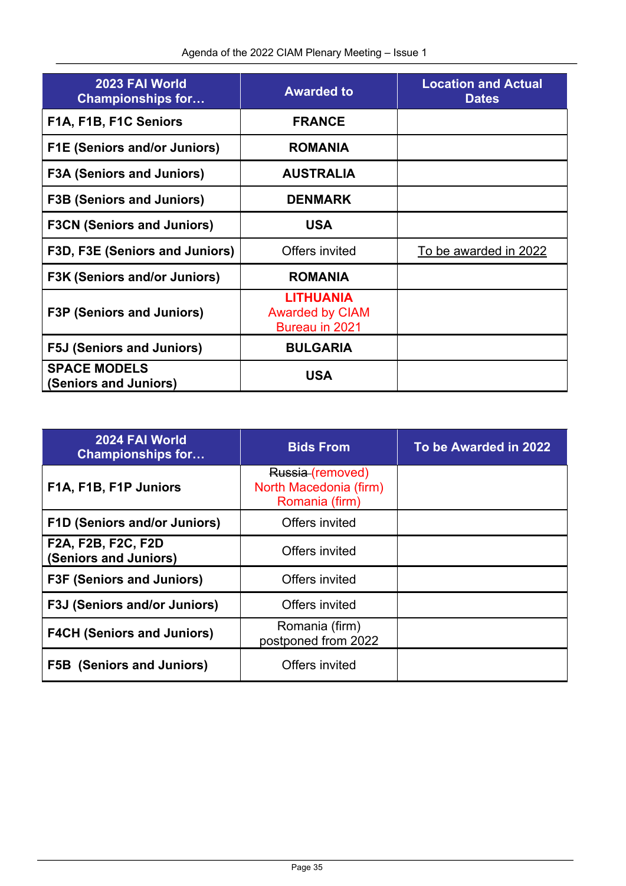| 2023 FAI World Championships for… | Awarded to | Location and Actual Dates |
|---|---|---|
| **F1A, F1B, F1C Seniors** | **FRANCE** | |
| **F1E (Seniors and/or Juniors)** | **ROMANIA** | |
| **F3A (Seniors and Juniors)** | **AUSTRALIA** | |
| **F3B (Seniors and Juniors)** | **DENMARK** | |
| **F3CN (Seniors and Juniors)** | **USA** | |
| **F3D, F3E (Seniors and Juniors)** | Offers invited | To be awarded in 2022 |
| **F3K (Seniors and/or Juniors)** | **ROMANIA** | |
| **F3P (Seniors and Juniors)** | **LITHUANIA** Awarded by CIAM Bureau in 2021 | |
| **F5J (Seniors and Juniors)** | **BULGARIA** | |
| **SPACE MODELS (Seniors and Juniors)** | **USA** | |

| 2024 FAI World Championships for… | Bids From | To be Awarded in 2022 |
|---|---|---|
| **F1A, F1B, F1P Juniors** | ~~Russia~~ (removed) North Macedonia (firm) Romania (firm) | |
| **F1D (Seniors and/or Juniors)** | Offers invited | |
| **F2A, F2B, F2C, F2D (Seniors and Juniors)** | Offers invited | |
| **F3F (Seniors and Juniors)** | Offers invited | |
| **F3J (Seniors and/or Juniors)** | Offers invited | |
| **F4CH (Seniors and Juniors)** | Romania (firm) postponed from 2022 | |
| **F5B (Seniors and Juniors)** | Offers invited | |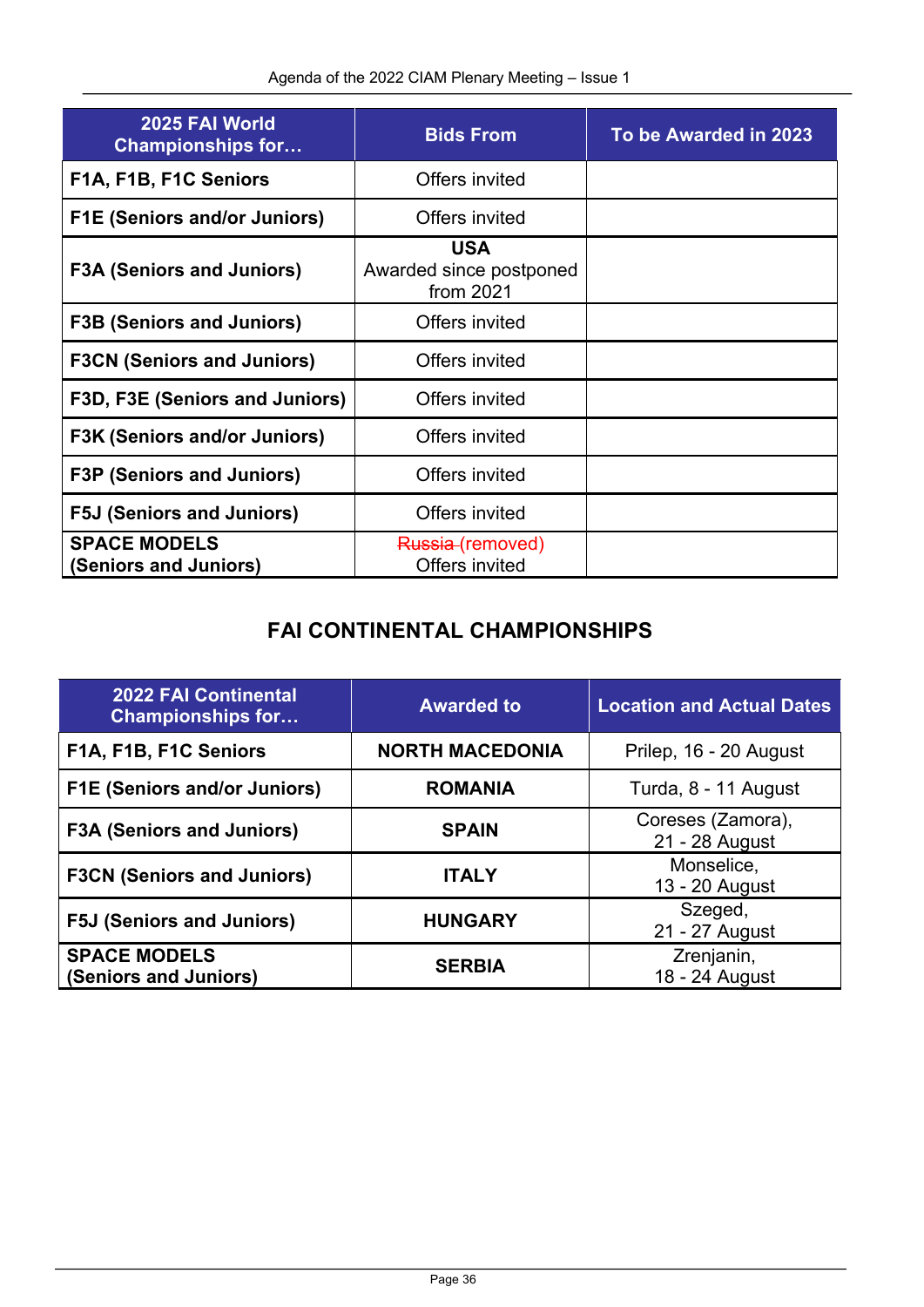| 2025 FAI World Championships for… | Bids From | To be Awarded in 2023 |
|---|---|---|
| **F1A, F1B, F1C Seniors** | Offers invited | |
| **F1E (Seniors and/or Juniors)** | Offers invited | |
| **F3A (Seniors and Juniors)** | **USA** Awarded since postponed from 2021 | |
| **F3B (Seniors and Juniors)** | Offers invited | |
| **F3CN (Seniors and Juniors)** | Offers invited | |
| **F3D, F3E (Seniors and Juniors)** | Offers invited | |
| **F3K (Seniors and/or Juniors)** | Offers invited | |
| **F3P (Seniors and Juniors)** | Offers invited | |
| **F5J (Seniors and Juniors)** | Offers invited | |
| **SPACE MODELS (Seniors and Juniors)** | ~~Russia~~ (removed) Offers invited | |

## FAI CONTINENTAL CHAMPIONSHIPS

| 2022 FAI Continental Championships for… | Awarded to | Location and Actual Dates |
|---|---|---|
| **F1A, F1B, F1C Seniors** | **NORTH MACEDONIA** | Prilep, 16 - 20 August |
| **F1E (Seniors and/or Juniors)** | **ROMANIA** | Turda, 8 - 11 August |
| **F3A (Seniors and Juniors)** | **SPAIN** | Coreses (Zamora), 21 - 28 August |
| **F3CN (Seniors and Juniors)** | **ITALY** | Monselice, 13 - 20 August |
| **F5J (Seniors and Juniors)** | **HUNGARY** | Szeged, 21 - 27 August |
| **SPACE MODELS (Seniors and Juniors)** | **SERBIA** | Zrenjanin, 18 - 24 August |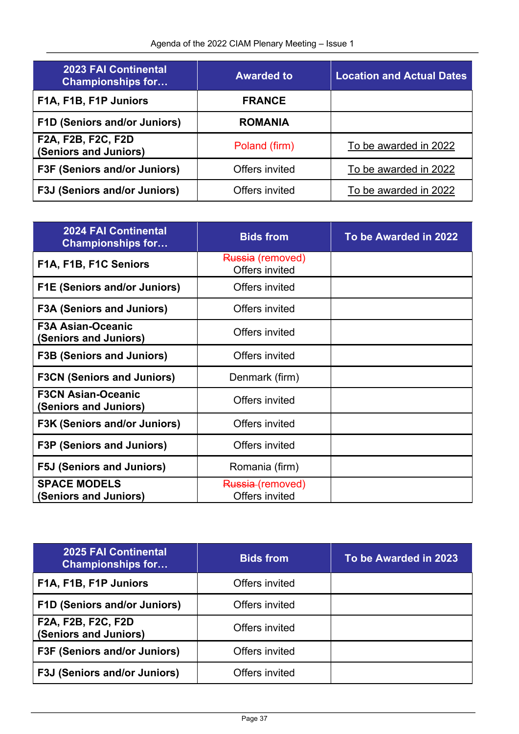| 2023 FAI Continental Championships for… | Awarded to | Location and Actual Dates |
|---|---|---|
| **F1A, F1B, F1P Juniors** | **FRANCE** | |
| **F1D (Seniors and/or Juniors)** | **ROMANIA** | |
| **F2A, F2B, F2C, F2D (Seniors and Juniors)** | Poland (firm) | To be awarded in 2022 |
| **F3F (Seniors and/or Juniors)** | Offers invited | To be awarded in 2022 |
| **F3J (Seniors and/or Juniors)** | Offers invited | To be awarded in 2022 |

| 2024 FAI Continental Championships for… | Bids from | To be Awarded in 2022 |
|---|---|---|
| **F1A, F1B, F1C Seniors** | ~~Russia~~ (removed) Offers invited | |
| **F1E (Seniors and/or Juniors)** | Offers invited | |
| **F3A (Seniors and Juniors)** | Offers invited | |
| **F3A Asian-Oceanic (Seniors and Juniors)** | Offers invited | |
| **F3B (Seniors and Juniors)** | Offers invited | |
| **F3CN (Seniors and Juniors)** | Denmark (firm) | |
| **F3CN Asian-Oceanic (Seniors and Juniors)** | Offers invited | |
| **F3K (Seniors and/or Juniors)** | Offers invited | |
| **F3P (Seniors and Juniors)** | Offers invited | |
| **F5J (Seniors and Juniors)** | Romania (firm) | |
| **SPACE MODELS (Seniors and Juniors)** | ~~Russia~~ (removed) Offers invited | |

| 2025 FAI Continental Championships for… | Bids from | To be Awarded in 2023 |
|---|---|---|
| **F1A, F1B, F1P Juniors** | Offers invited | |
| **F1D (Seniors and/or Juniors)** | Offers invited | |
| **F2A, F2B, F2C, F2D (Seniors and Juniors)** | Offers invited | |
| **F3F (Seniors and/or Juniors)** | Offers invited | |
| **F3J (Seniors and/or Juniors)** | Offers invited | |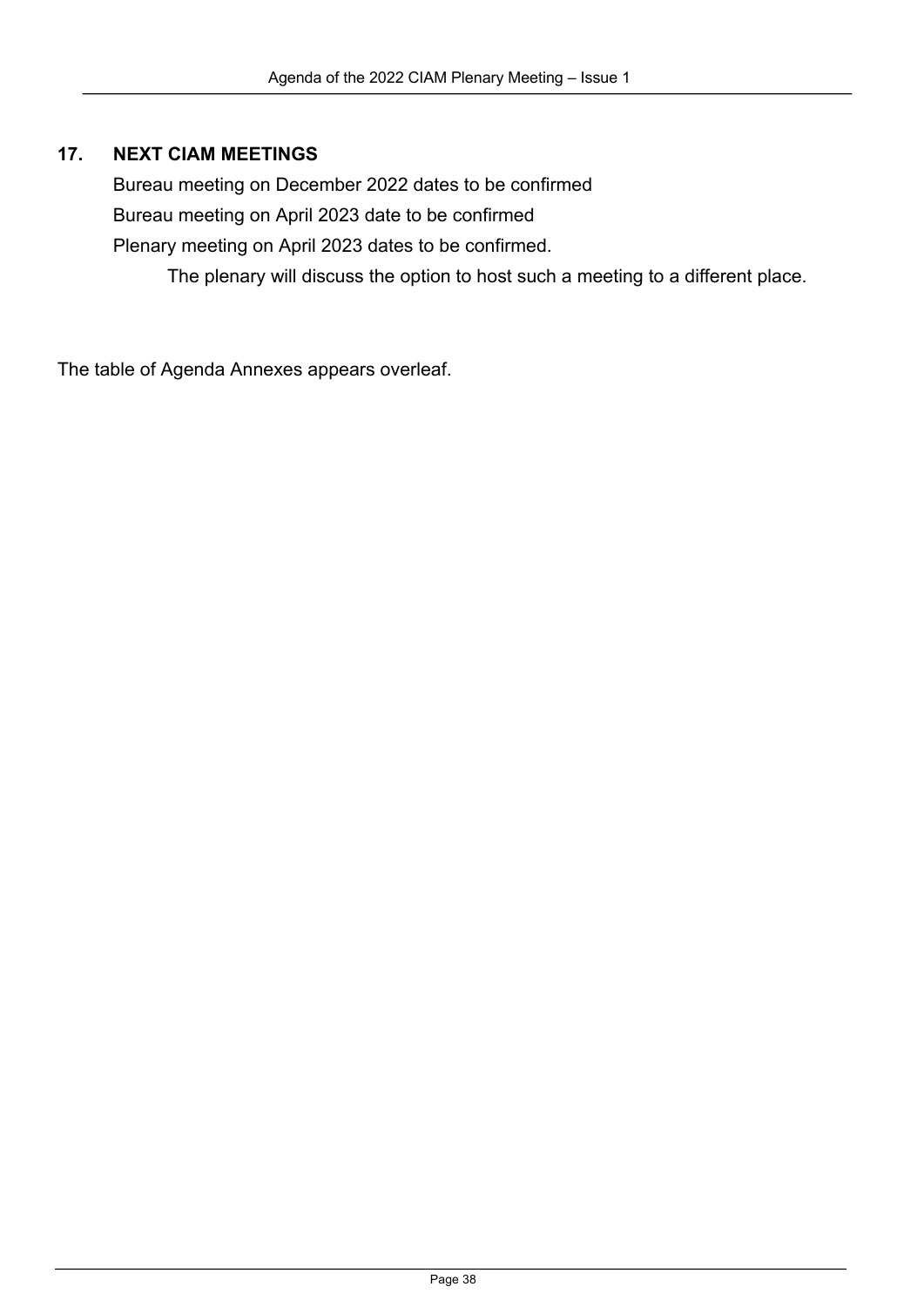## 17. NEXT CIAM MEETINGS

Bureau meeting on December 2022 dates to be confirmed

Bureau meeting on April 2023 date to be confirmed

Plenary meeting on April 2023 dates to be confirmed.

The plenary will discuss the option to host such a meeting to a different place.

The table of Agenda Annexes appears overleaf.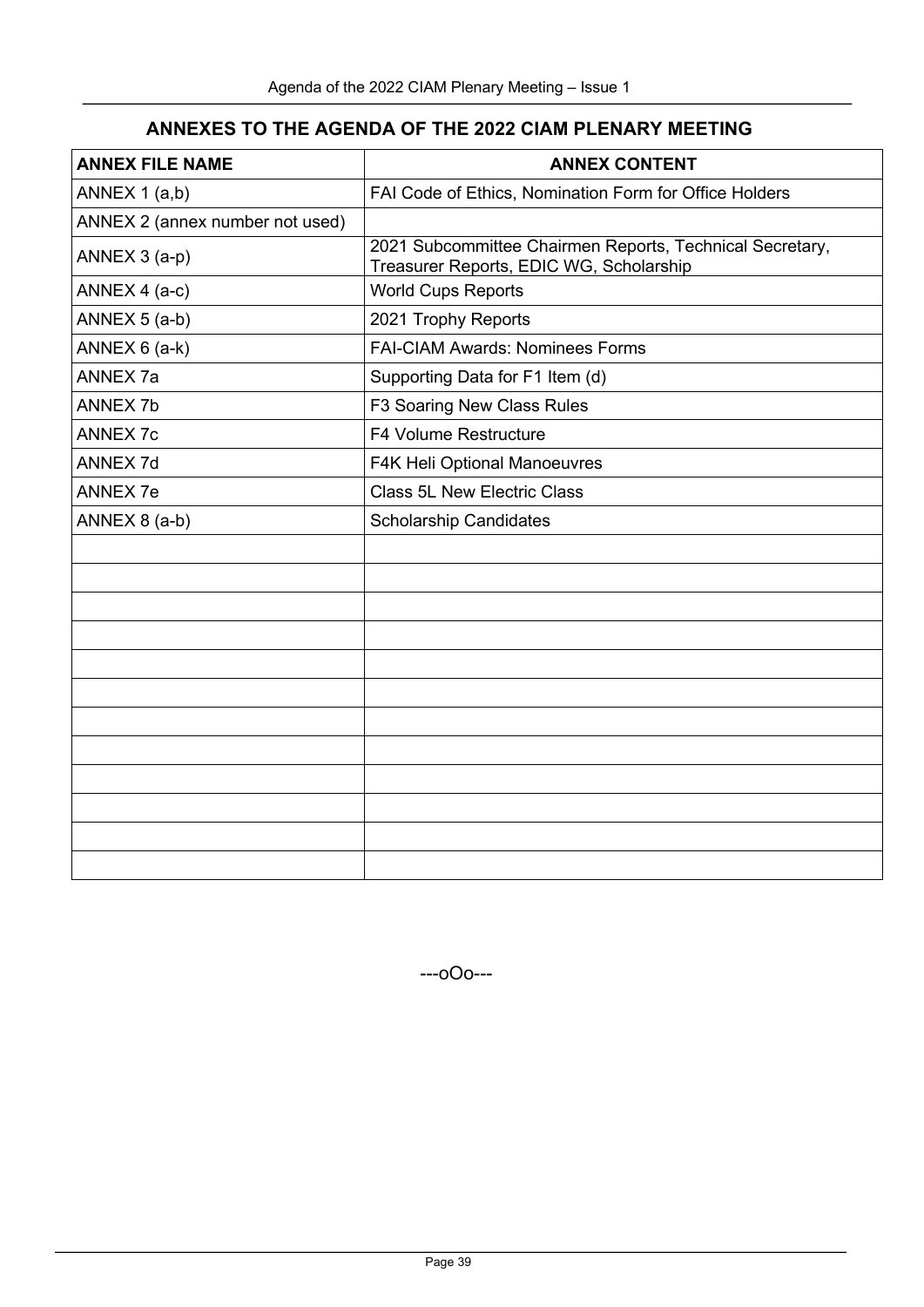## ANNEXES TO THE AGENDA OF THE 2022 CIAM PLENARY MEETING

| ANNEX FILE NAME | ANNEX CONTENT |
|---|---|
| ANNEX 1 (a,b) | FAI Code of Ethics, Nomination Form for Office Holders |
| ANNEX 2 (annex number not used) | |
| ANNEX 3 (a-p) | 2021 Subcommittee Chairmen Reports, Technical Secretary, Treasurer Reports, EDIC WG, Scholarship |
| ANNEX 4 (a-c) | World Cups Reports |
| ANNEX 5 (a-b) | 2021 Trophy Reports |
| ANNEX 6 (a-k) | FAI-CIAM Awards: Nominees Forms |
| ANNEX 7a | Supporting Data for F1 Item (d) |
| ANNEX 7b | F3 Soaring New Class Rules |
| ANNEX 7c | F4 Volume Restructure |
| ANNEX 7d | F4K Heli Optional Manoeuvres |
| ANNEX 7e | Class 5L New Electric Class |
| ANNEX 8 (a-b) | Scholarship Candidates |
| | |
| | |
| | |
| | |
| | |
| | |
| | |
| | |
| | |
| | |
| | |
| | |

---oOo---